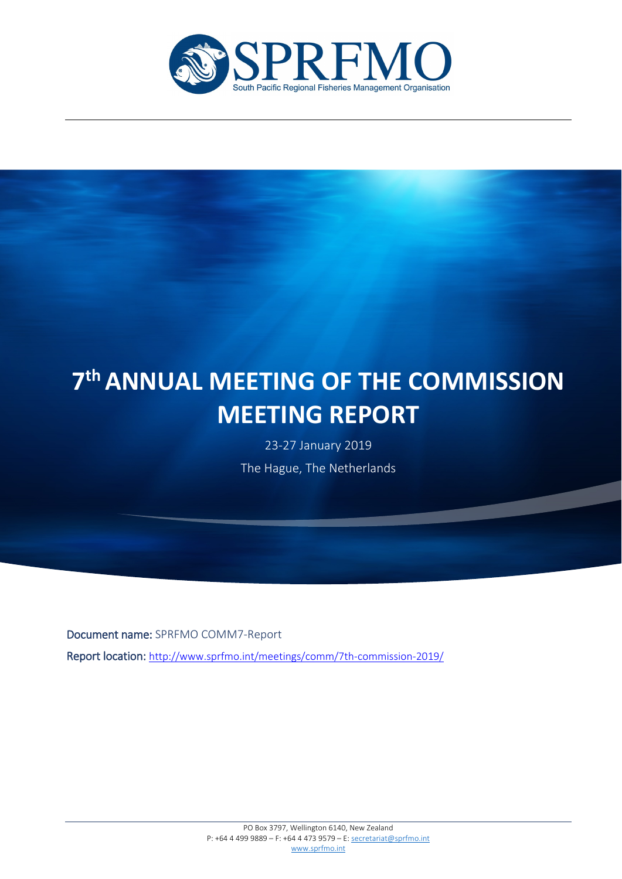SPRFMO

South Pacific Regional Fisheries Management Organisation

# 7th ANNUAL MEETING OF THE COMMISSION MEETING REPORT

23-27 January 2019

The Hague, The Netherlands

**Document name:** SPRFMO COMM7-Report

**Report location:** http://www.sprfmo.int/meetings/comm/7th-commission-2019/

PO Box 3797, Wellington 6140, New Zealand
P: +64 4 499 9889 – F: +64 4 473 9579 – E: secretariat@sprfmo.int
www.sprfmo.int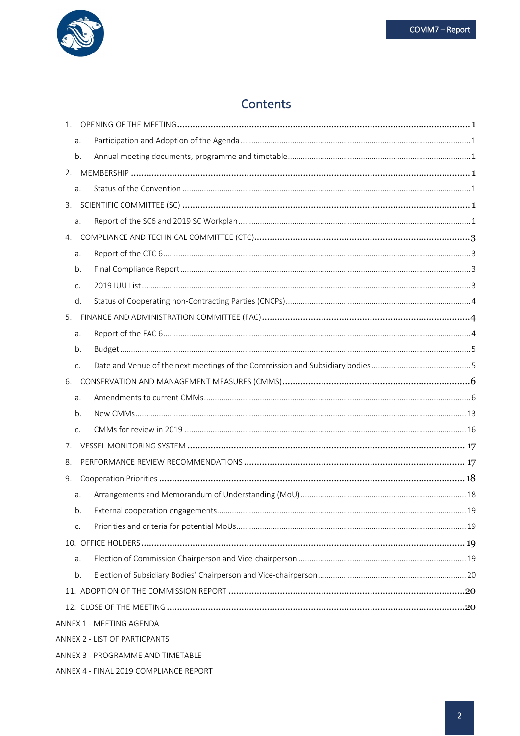# Contents

1. OPENING OF THE MEETING ..... 1
   - a. Participation and Adoption of the Agenda ..... 1
   - b. Annual meeting documents, programme and timetable ..... 1
2. MEMBERSHIP ..... 1
   - a. Status of the Convention ..... 1
3. SCIENTIFIC COMMITTEE (SC) ..... 1
   - a. Report of the SC6 and 2019 SC Workplan ..... 1
4. COMPLIANCE AND TECHNICAL COMMITTEE (CTC) ..... 3
   - a. Report of the CTC 6 ..... 3
   - b. Final Compliance Report ..... 3
   - c. 2019 IUU List ..... 3
   - d. Status of Cooperating non-Contracting Parties (CNCPs) ..... 4
5. FINANCE AND ADMINISTRATION COMMITTEE (FAC) ..... 4
   - a. Report of the FAC 6 ..... 4
   - b. Budget ..... 5
   - c. Date and Venue of the next meetings of the Commission and Subsidiary bodies ..... 5
6. CONSERVATION AND MANAGEMENT MEASURES (CMMS) ..... 6
   - a. Amendments to current CMMs ..... 6
   - b. New CMMs ..... 13
   - c. CMMs for review in 2019 ..... 16
7. VESSEL MONITORING SYSTEM ..... 17
8. PERFORMANCE REVIEW RECOMMENDATIONS ..... 17
9. Cooperation Priorities ..... 18
   - a. Arrangements and Memorandum of Understanding (MoU) ..... 18
   - b. External cooperation engagements ..... 19
   - c. Priorities and criteria for potential MoUs ..... 19
10. OFFICE HOLDERS ..... 19
    - a. Election of Commission Chairperson and Vice-chairperson ..... 19
    - b. Election of Subsidiary Bodies' Chairperson and Vice-chairperson ..... 20
11. ADOPTION OF THE COMMISSION REPORT ..... 20
12. CLOSE OF THE MEETING ..... 20

ANNEX 1 - MEETING AGENDA

ANNEX 2 - LIST OF PARTICPANTS

ANNEX 3 - PROGRAMME AND TIMETABLE

ANNEX 4 - FINAL 2019 COMPLIANCE REPORT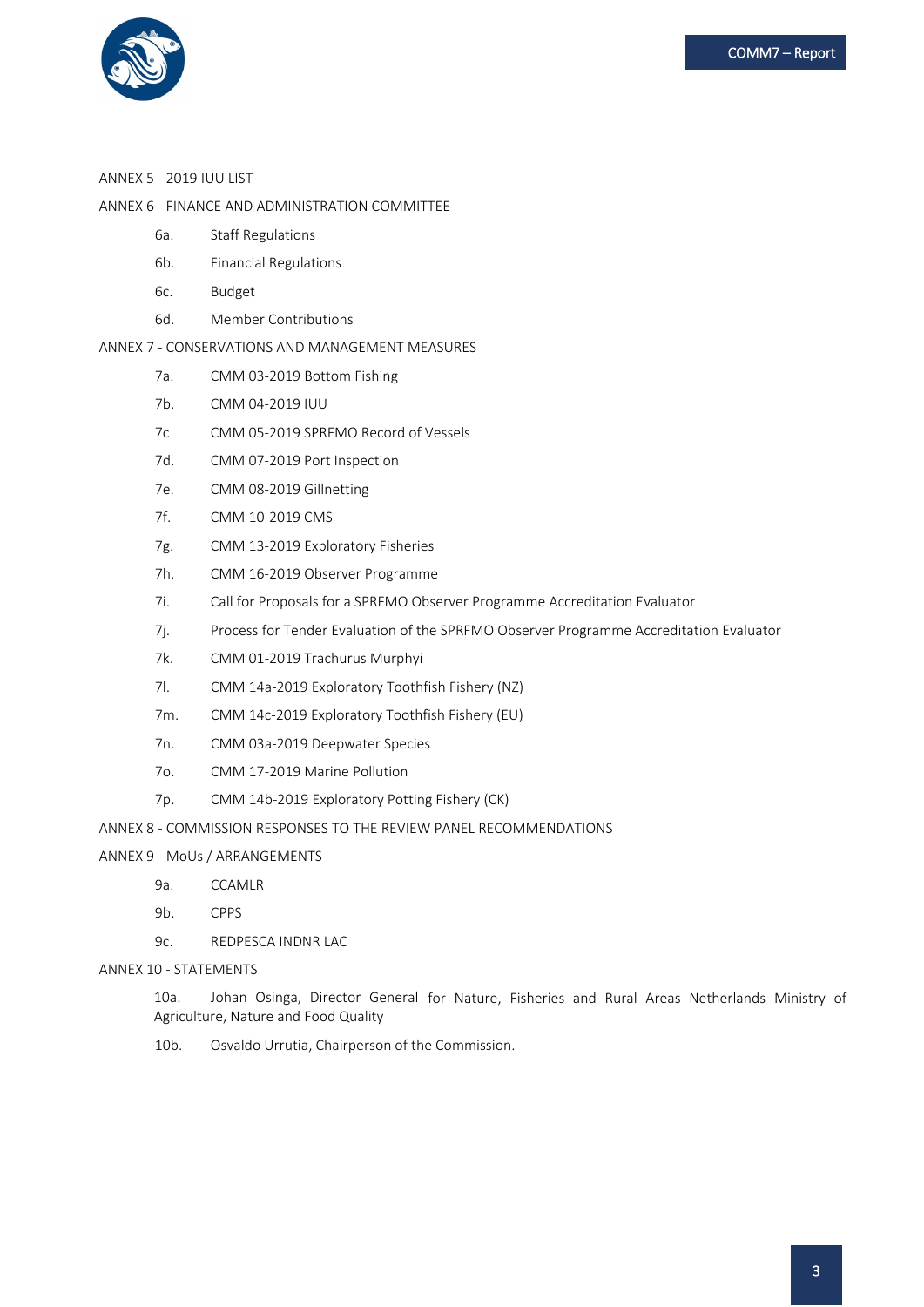ANNEX 5 - 2019 IUU LIST

ANNEX 6 - FINANCE AND ADMINISTRATION COMMITTEE

- 6a. Staff Regulations
- 6b. Financial Regulations
- 6c. Budget
- 6d. Member Contributions

ANNEX 7 - CONSERVATIONS AND MANAGEMENT MEASURES

- 7a. CMM 03-2019 Bottom Fishing
- 7b. CMM 04-2019 IUU
- 7c CMM 05-2019 SPRFMO Record of Vessels
- 7d. CMM 07-2019 Port Inspection
- 7e. CMM 08-2019 Gillnetting
- 7f. CMM 10-2019 CMS
- 7g. CMM 13-2019 Exploratory Fisheries
- 7h. CMM 16-2019 Observer Programme
- 7i. Call for Proposals for a SPRFMO Observer Programme Accreditation Evaluator
- 7j. Process for Tender Evaluation of the SPRFMO Observer Programme Accreditation Evaluator
- 7k. CMM 01-2019 Trachurus Murphyi
- 7l. CMM 14a-2019 Exploratory Toothfish Fishery (NZ)
- 7m. CMM 14c-2019 Exploratory Toothfish Fishery (EU)
- 7n. CMM 03a-2019 Deepwater Species
- 7o. CMM 17-2019 Marine Pollution
- 7p. CMM 14b-2019 Exploratory Potting Fishery (CK)

ANNEX 8 - COMMISSION RESPONSES TO THE REVIEW PANEL RECOMMENDATIONS

ANNEX 9 - MoUs / ARRANGEMENTS

- 9a. CCAMLR
- 9b. CPPS
- 9c. REDPESCA INDNR LAC

ANNEX 10 - STATEMENTS

- 10a. Johan Osinga, Director General for Nature, Fisheries and Rural Areas Netherlands Ministry of Agriculture, Nature and Food Quality
- 10b. Osvaldo Urrutia, Chairperson of the Commission.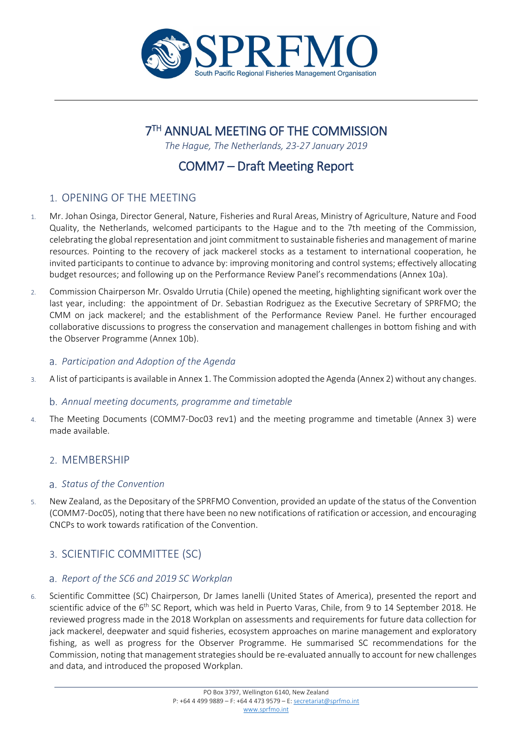# 7TH ANNUAL MEETING OF THE COMMISSION

*The Hague, The Netherlands, 23-27 January 2019*

# COMM7 – Draft Meeting Report

## 1. OPENING OF THE MEETING

1. Mr. Johan Osinga, Director General, Nature, Fisheries and Rural Areas, Ministry of Agriculture, Nature and Food Quality, the Netherlands, welcomed participants to the Hague and to the 7th meeting of the Commission, celebrating the global representation and joint commitment to sustainable fisheries and management of marine resources. Pointing to the recovery of jack mackerel stocks as a testament to international cooperation, he invited participants to continue to advance by: improving monitoring and control systems; effectively allocating budget resources; and following up on the Performance Review Panel's recommendations (Annex 10a).

2. Commission Chairperson Mr. Osvaldo Urrutia (Chile) opened the meeting, highlighting significant work over the last year, including: the appointment of Dr. Sebastian Rodriguez as the Executive Secretary of SPRFMO; the CMM on jack mackerel; and the establishment of the Performance Review Panel. He further encouraged collaborative discussions to progress the conservation and management challenges in bottom fishing and with the Observer Programme (Annex 10b).

### a. *Participation and Adoption of the Agenda*

3. A list of participants is available in Annex 1. The Commission adopted the Agenda (Annex 2) without any changes.

### b. *Annual meeting documents, programme and timetable*

4. The Meeting Documents (COMM7-Doc03 rev1) and the meeting programme and timetable (Annex 3) were made available.

## 2. MEMBERSHIP

### a. *Status of the Convention*

5. New Zealand, as the Depositary of the SPRFMO Convention, provided an update of the status of the Convention (COMM7-Doc05), noting that there have been no new notifications of ratification or accession, and encouraging CNCPs to work towards ratification of the Convention.

## 3. SCIENTIFIC COMMITTEE (SC)

### a. *Report of the SC6 and 2019 SC Workplan*

6. Scientific Committee (SC) Chairperson, Dr James Ianelli (United States of America), presented the report and scientific advice of the 6th SC Report, which was held in Puerto Varas, Chile, from 9 to 14 September 2018. He reviewed progress made in the 2018 Workplan on assessments and requirements for future data collection for jack mackerel, deepwater and squid fisheries, ecosystem approaches on marine management and exploratory fishing, as well as progress for the Observer Programme. He summarised SC recommendations for the Commission, noting that management strategies should be re-evaluated annually to account for new challenges and data, and introduced the proposed Workplan.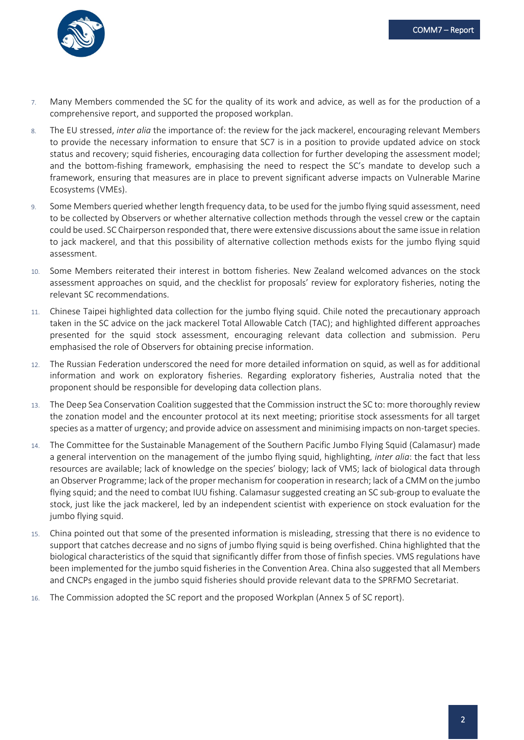7. Many Members commended the SC for the quality of its work and advice, as well as for the production of a comprehensive report, and supported the proposed workplan.
8. The EU stressed, *inter alia* the importance of: the review for the jack mackerel, encouraging relevant Members to provide the necessary information to ensure that SC7 is in a position to provide updated advice on stock status and recovery; squid fisheries, encouraging data collection for further developing the assessment model; and the bottom-fishing framework, emphasising the need to respect the SC's mandate to develop such a framework, ensuring that measures are in place to prevent significant adverse impacts on Vulnerable Marine Ecosystems (VMEs).
9. Some Members queried whether length frequency data, to be used for the jumbo flying squid assessment, need to be collected by Observers or whether alternative collection methods through the vessel crew or the captain could be used. SC Chairperson responded that, there were extensive discussions about the same issue in relation to jack mackerel, and that this possibility of alternative collection methods exists for the jumbo flying squid assessment.
10. Some Members reiterated their interest in bottom fisheries. New Zealand welcomed advances on the stock assessment approaches on squid, and the checklist for proposals' review for exploratory fisheries, noting the relevant SC recommendations.
11. Chinese Taipei highlighted data collection for the jumbo flying squid. Chile noted the precautionary approach taken in the SC advice on the jack mackerel Total Allowable Catch (TAC); and highlighted different approaches presented for the squid stock assessment, encouraging relevant data collection and submission. Peru emphasised the role of Observers for obtaining precise information.
12. The Russian Federation underscored the need for more detailed information on squid, as well as for additional information and work on exploratory fisheries. Regarding exploratory fisheries, Australia noted that the proponent should be responsible for developing data collection plans.
13. The Deep Sea Conservation Coalition suggested that the Commission instruct the SC to: more thoroughly review the zonation model and the encounter protocol at its next meeting; prioritise stock assessments for all target species as a matter of urgency; and provide advice on assessment and minimising impacts on non-target species.
14. The Committee for the Sustainable Management of the Southern Pacific Jumbo Flying Squid (Calamasur) made a general intervention on the management of the jumbo flying squid, highlighting, *inter alia*: the fact that less resources are available; lack of knowledge on the species' biology; lack of VMS; lack of biological data through an Observer Programme; lack of the proper mechanism for cooperation in research; lack of a CMM on the jumbo flying squid; and the need to combat IUU fishing. Calamasur suggested creating an SC sub-group to evaluate the stock, just like the jack mackerel, led by an independent scientist with experience on stock evaluation for the jumbo flying squid.
15. China pointed out that some of the presented information is misleading, stressing that there is no evidence to support that catches decrease and no signs of jumbo flying squid is being overfished. China highlighted that the biological characteristics of the squid that significantly differ from those of finfish species. VMS regulations have been implemented for the jumbo squid fisheries in the Convention Area. China also suggested that all Members and CNCPs engaged in the jumbo squid fisheries should provide relevant data to the SPRFMO Secretariat.
16. The Commission adopted the SC report and the proposed Workplan (Annex 5 of SC report).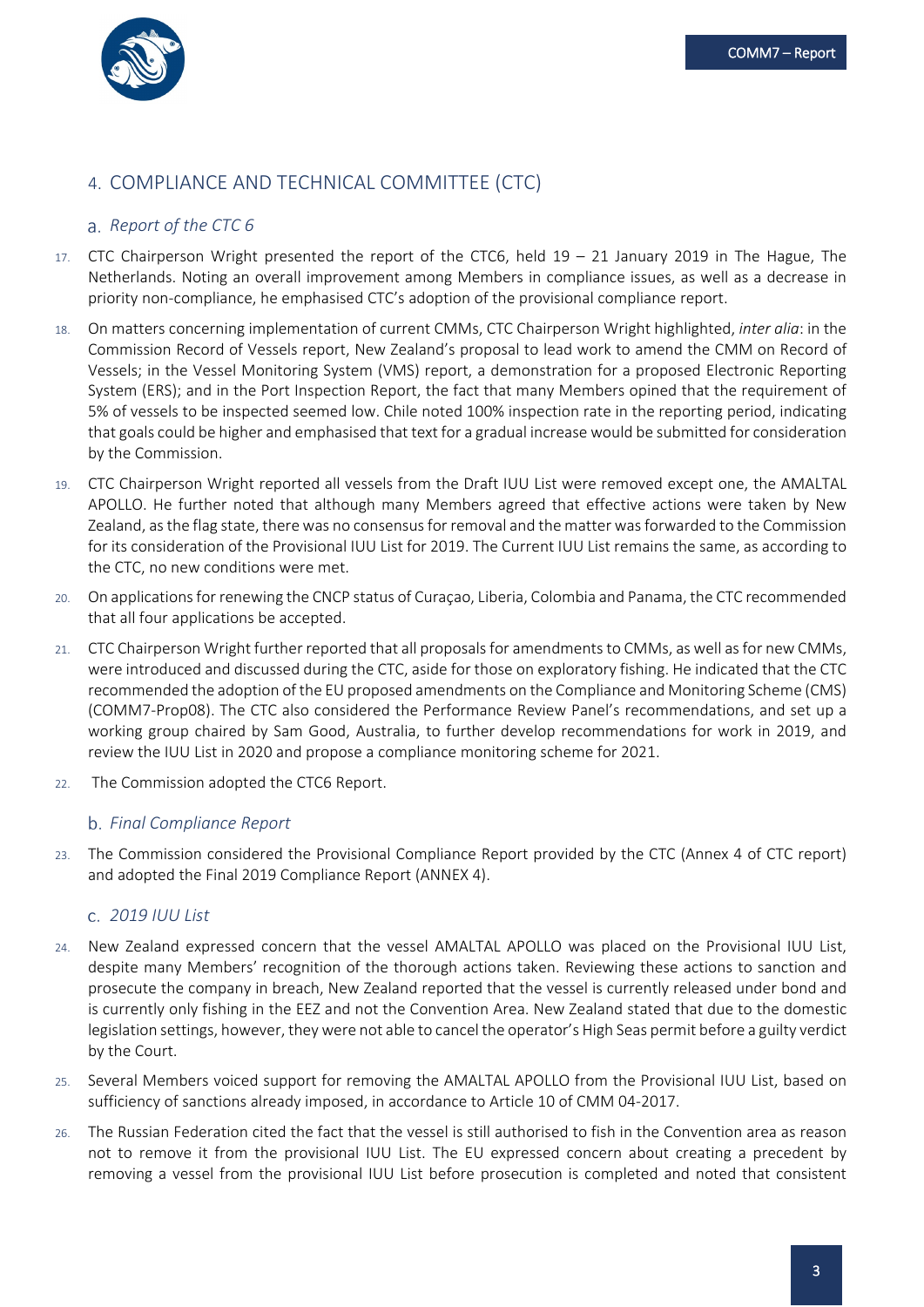## 4. COMPLIANCE AND TECHNICAL COMMITTEE (CTC)

### a. *Report of the CTC 6*

17. CTC Chairperson Wright presented the report of the CTC6, held 19 – 21 January 2019 in The Hague, The Netherlands. Noting an overall improvement among Members in compliance issues, as well as a decrease in priority non-compliance, he emphasised CTC's adoption of the provisional compliance report.

18. On matters concerning implementation of current CMMs, CTC Chairperson Wright highlighted, *inter alia*: in the Commission Record of Vessels report, New Zealand's proposal to lead work to amend the CMM on Record of Vessels; in the Vessel Monitoring System (VMS) report, a demonstration for a proposed Electronic Reporting System (ERS); and in the Port Inspection Report, the fact that many Members opined that the requirement of 5% of vessels to be inspected seemed low. Chile noted 100% inspection rate in the reporting period, indicating that goals could be higher and emphasised that text for a gradual increase would be submitted for consideration by the Commission.

19. CTC Chairperson Wright reported all vessels from the Draft IUU List were removed except one, the AMALTAL APOLLO. He further noted that although many Members agreed that effective actions were taken by New Zealand, as the flag state, there was no consensus for removal and the matter was forwarded to the Commission for its consideration of the Provisional IUU List for 2019. The Current IUU List remains the same, as according to the CTC, no new conditions were met.

20. On applications for renewing the CNCP status of Curaçao, Liberia, Colombia and Panama, the CTC recommended that all four applications be accepted.

21. CTC Chairperson Wright further reported that all proposals for amendments to CMMs, as well as for new CMMs, were introduced and discussed during the CTC, aside for those on exploratory fishing. He indicated that the CTC recommended the adoption of the EU proposed amendments on the Compliance and Monitoring Scheme (CMS) (COMM7-Prop08). The CTC also considered the Performance Review Panel's recommendations, and set up a working group chaired by Sam Good, Australia, to further develop recommendations for work in 2019, and review the IUU List in 2020 and propose a compliance monitoring scheme for 2021.

22. The Commission adopted the CTC6 Report.

### b. *Final Compliance Report*

23. The Commission considered the Provisional Compliance Report provided by the CTC (Annex 4 of CTC report) and adopted the Final 2019 Compliance Report (ANNEX 4).

### c. *2019 IUU List*

24. New Zealand expressed concern that the vessel AMALTAL APOLLO was placed on the Provisional IUU List, despite many Members' recognition of the thorough actions taken. Reviewing these actions to sanction and prosecute the company in breach, New Zealand reported that the vessel is currently released under bond and is currently only fishing in the EEZ and not the Convention Area. New Zealand stated that due to the domestic legislation settings, however, they were not able to cancel the operator's High Seas permit before a guilty verdict by the Court.

25. Several Members voiced support for removing the AMALTAL APOLLO from the Provisional IUU List, based on sufficiency of sanctions already imposed, in accordance to Article 10 of CMM 04-2017.

26. The Russian Federation cited the fact that the vessel is still authorised to fish in the Convention area as reason not to remove it from the provisional IUU List. The EU expressed concern about creating a precedent by removing a vessel from the provisional IUU List before prosecution is completed and noted that consistent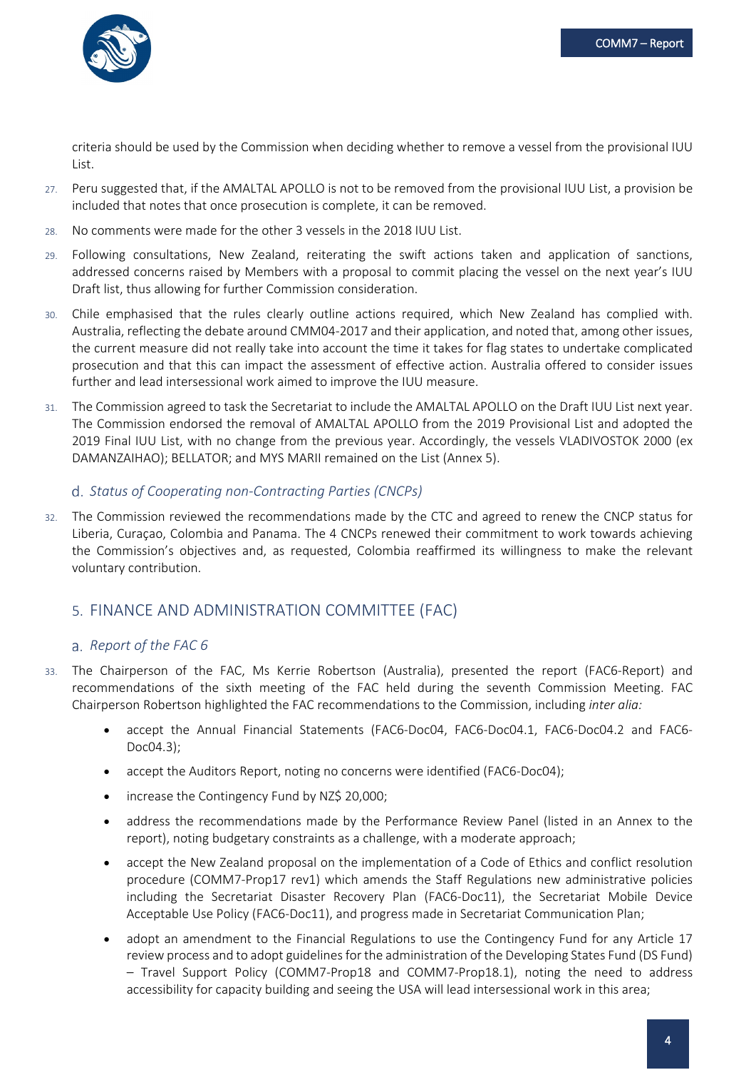criteria should be used by the Commission when deciding whether to remove a vessel from the provisional IUU List.

27. Peru suggested that, if the AMALTAL APOLLO is not to be removed from the provisional IUU List, a provision be included that notes that once prosecution is complete, it can be removed.

28. No comments were made for the other 3 vessels in the 2018 IUU List.

29. Following consultations, New Zealand, reiterating the swift actions taken and application of sanctions, addressed concerns raised by Members with a proposal to commit placing the vessel on the next year's IUU Draft list, thus allowing for further Commission consideration.

30. Chile emphasised that the rules clearly outline actions required, which New Zealand has complied with. Australia, reflecting the debate around CMM04-2017 and their application, and noted that, among other issues, the current measure did not really take into account the time it takes for flag states to undertake complicated prosecution and that this can impact the assessment of effective action. Australia offered to consider issues further and lead intersessional work aimed to improve the IUU measure.

31. The Commission agreed to task the Secretariat to include the AMALTAL APOLLO on the Draft IUU List next year. The Commission endorsed the removal of AMALTAL APOLLO from the 2019 Provisional List and adopted the 2019 Final IUU List, with no change from the previous year. Accordingly, the vessels VLADIVOSTOK 2000 (ex DAMANZAIHAO); BELLATOR; and MYS MARII remained on the List (Annex 5).

### d. *Status of Cooperating non-Contracting Parties (CNCPs)*

32. The Commission reviewed the recommendations made by the CTC and agreed to renew the CNCP status for Liberia, Curaçao, Colombia and Panama. The 4 CNCPs renewed their commitment to work towards achieving the Commission's objectives and, as requested, Colombia reaffirmed its willingness to make the relevant voluntary contribution.

## 5. FINANCE AND ADMINISTRATION COMMITTEE (FAC)

### a. *Report of the FAC 6*

33. The Chairperson of the FAC, Ms Kerrie Robertson (Australia), presented the report (FAC6-Report) and recommendations of the sixth meeting of the FAC held during the seventh Commission Meeting. FAC Chairperson Robertson highlighted the FAC recommendations to the Commission, including *inter alia:*

    - accept the Annual Financial Statements (FAC6-Doc04, FAC6-Doc04.1, FAC6-Doc04.2 and FAC6-Doc04.3);
    - accept the Auditors Report, noting no concerns were identified (FAC6-Doc04);
    - increase the Contingency Fund by NZ$ 20,000;
    - address the recommendations made by the Performance Review Panel (listed in an Annex to the report), noting budgetary constraints as a challenge, with a moderate approach;
    - accept the New Zealand proposal on the implementation of a Code of Ethics and conflict resolution procedure (COMM7-Prop17 rev1) which amends the Staff Regulations new administrative policies including the Secretariat Disaster Recovery Plan (FAC6-Doc11), the Secretariat Mobile Device Acceptable Use Policy (FAC6-Doc11), and progress made in Secretariat Communication Plan;
    - adopt an amendment to the Financial Regulations to use the Contingency Fund for any Article 17 review process and to adopt guidelines for the administration of the Developing States Fund (DS Fund) – Travel Support Policy (COMM7-Prop18 and COMM7-Prop18.1), noting the need to address accessibility for capacity building and seeing the USA will lead intersessional work in this area;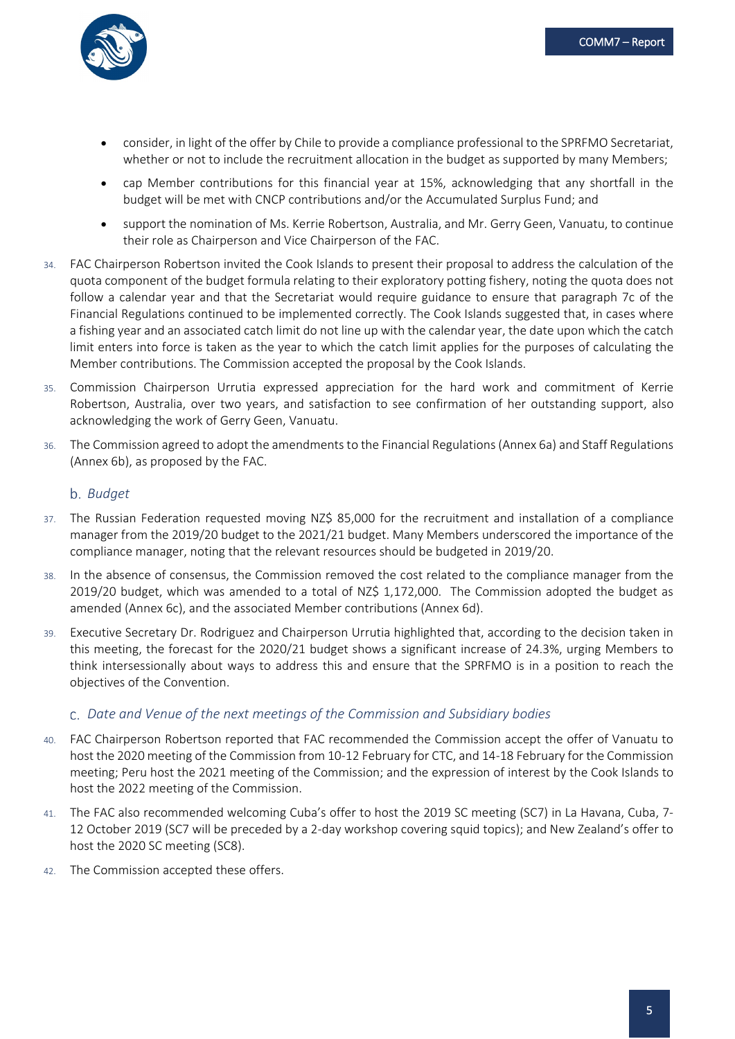- consider, in light of the offer by Chile to provide a compliance professional to the SPRFMO Secretariat, whether or not to include the recruitment allocation in the budget as supported by many Members;
- cap Member contributions for this financial year at 15%, acknowledging that any shortfall in the budget will be met with CNCP contributions and/or the Accumulated Surplus Fund; and
- support the nomination of Ms. Kerrie Robertson, Australia, and Mr. Gerry Geen, Vanuatu, to continue their role as Chairperson and Vice Chairperson of the FAC.

34. FAC Chairperson Robertson invited the Cook Islands to present their proposal to address the calculation of the quota component of the budget formula relating to their exploratory potting fishery, noting the quota does not follow a calendar year and that the Secretariat would require guidance to ensure that paragraph 7c of the Financial Regulations continued to be implemented correctly. The Cook Islands suggested that, in cases where a fishing year and an associated catch limit do not line up with the calendar year, the date upon which the catch limit enters into force is taken as the year to which the catch limit applies for the purposes of calculating the Member contributions. The Commission accepted the proposal by the Cook Islands.

35. Commission Chairperson Urrutia expressed appreciation for the hard work and commitment of Kerrie Robertson, Australia, over two years, and satisfaction to see confirmation of her outstanding support, also acknowledging the work of Gerry Geen, Vanuatu.

36. The Commission agreed to adopt the amendments to the Financial Regulations (Annex 6a) and Staff Regulations (Annex 6b), as proposed by the FAC.

### b. *Budget*

37. The Russian Federation requested moving NZ$ 85,000 for the recruitment and installation of a compliance manager from the 2019/20 budget to the 2021/21 budget. Many Members underscored the importance of the compliance manager, noting that the relevant resources should be budgeted in 2019/20.

38. In the absence of consensus, the Commission removed the cost related to the compliance manager from the 2019/20 budget, which was amended to a total of NZ$ 1,172,000. The Commission adopted the budget as amended (Annex 6c), and the associated Member contributions (Annex 6d).

39. Executive Secretary Dr. Rodriguez and Chairperson Urrutia highlighted that, according to the decision taken in this meeting, the forecast for the 2020/21 budget shows a significant increase of 24.3%, urging Members to think intersessionally about ways to address this and ensure that the SPRFMO is in a position to reach the objectives of the Convention.

### c. *Date and Venue of the next meetings of the Commission and Subsidiary bodies*

40. FAC Chairperson Robertson reported that FAC recommended the Commission accept the offer of Vanuatu to host the 2020 meeting of the Commission from 10-12 February for CTC, and 14-18 February for the Commission meeting; Peru host the 2021 meeting of the Commission; and the expression of interest by the Cook Islands to host the 2022 meeting of the Commission.

41. The FAC also recommended welcoming Cuba's offer to host the 2019 SC meeting (SC7) in La Havana, Cuba, 7-12 October 2019 (SC7 will be preceded by a 2-day workshop covering squid topics); and New Zealand's offer to host the 2020 SC meeting (SC8).

42. The Commission accepted these offers.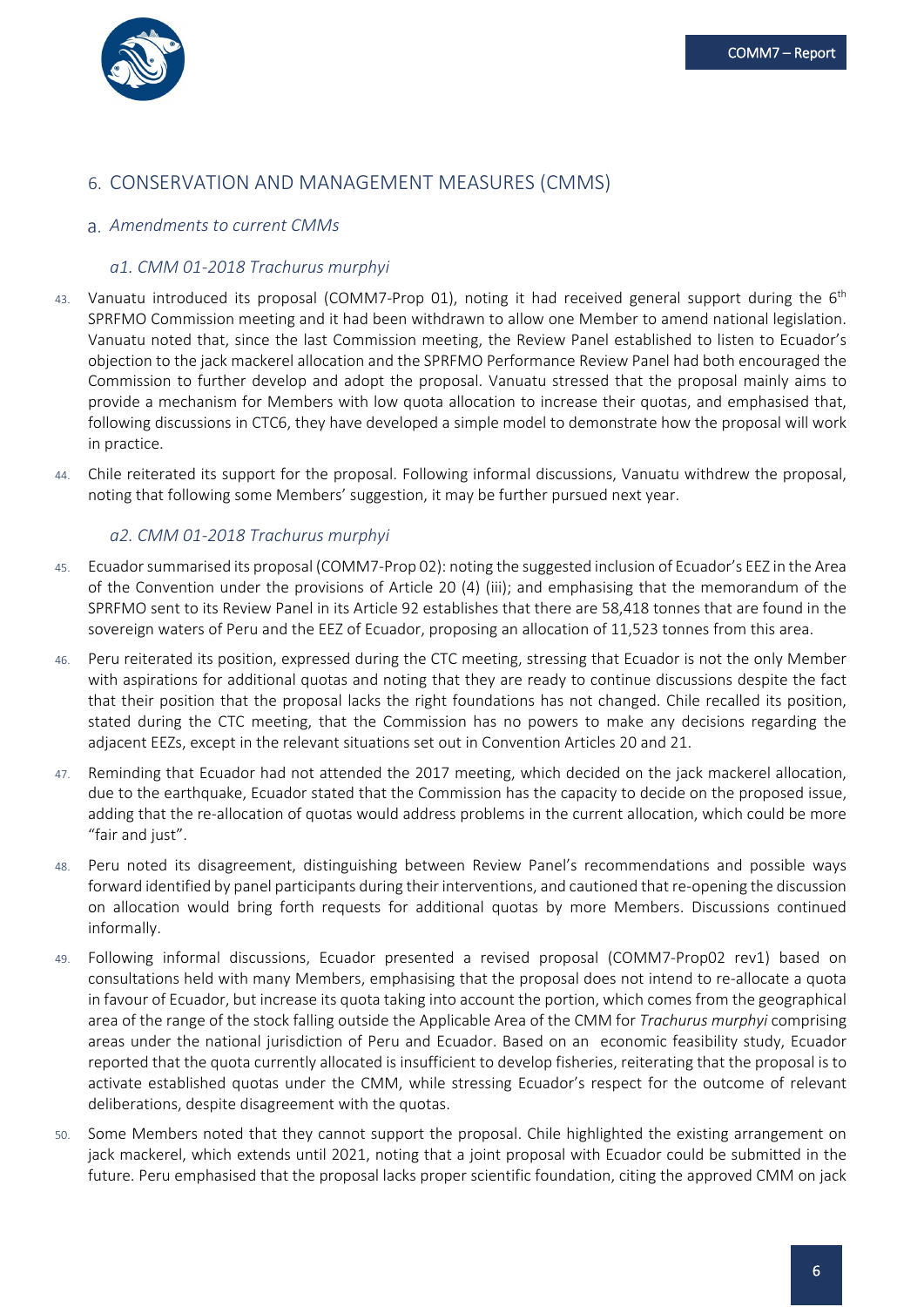## 6. CONSERVATION AND MANAGEMENT MEASURES (CMMS)

### a. *Amendments to current CMMs*

#### *a1. CMM 01-2018 Trachurus murphyi*

43. Vanuatu introduced its proposal (COMM7-Prop 01), noting it had received general support during the 6th SPRFMO Commission meeting and it had been withdrawn to allow one Member to amend national legislation. Vanuatu noted that, since the last Commission meeting, the Review Panel established to listen to Ecuador's objection to the jack mackerel allocation and the SPRFMO Performance Review Panel had both encouraged the Commission to further develop and adopt the proposal. Vanuatu stressed that the proposal mainly aims to provide a mechanism for Members with low quota allocation to increase their quotas, and emphasised that, following discussions in CTC6, they have developed a simple model to demonstrate how the proposal will work in practice.

44. Chile reiterated its support for the proposal. Following informal discussions, Vanuatu withdrew the proposal, noting that following some Members' suggestion, it may be further pursued next year.

#### *a2. CMM 01-2018 Trachurus murphyi*

45. Ecuador summarised its proposal (COMM7-Prop 02): noting the suggested inclusion of Ecuador's EEZ in the Area of the Convention under the provisions of Article 20 (4) (iii); and emphasising that the memorandum of the SPRFMO sent to its Review Panel in its Article 92 establishes that there are 58,418 tonnes that are found in the sovereign waters of Peru and the EEZ of Ecuador, proposing an allocation of 11,523 tonnes from this area.

46. Peru reiterated its position, expressed during the CTC meeting, stressing that Ecuador is not the only Member with aspirations for additional quotas and noting that they are ready to continue discussions despite the fact that their position that the proposal lacks the right foundations has not changed. Chile recalled its position, stated during the CTC meeting, that the Commission has no powers to make any decisions regarding the adjacent EEZs, except in the relevant situations set out in Convention Articles 20 and 21.

47. Reminding that Ecuador had not attended the 2017 meeting, which decided on the jack mackerel allocation, due to the earthquake, Ecuador stated that the Commission has the capacity to decide on the proposed issue, adding that the re-allocation of quotas would address problems in the current allocation, which could be more "fair and just".

48. Peru noted its disagreement, distinguishing between Review Panel's recommendations and possible ways forward identified by panel participants during their interventions, and cautioned that re-opening the discussion on allocation would bring forth requests for additional quotas by more Members. Discussions continued informally.

49. Following informal discussions, Ecuador presented a revised proposal (COMM7-Prop02 rev1) based on consultations held with many Members, emphasising that the proposal does not intend to re-allocate a quota in favour of Ecuador, but increase its quota taking into account the portion, which comes from the geographical area of the range of the stock falling outside the Applicable Area of the CMM for *Trachurus murphyi* comprising areas under the national jurisdiction of Peru and Ecuador. Based on an economic feasibility study, Ecuador reported that the quota currently allocated is insufficient to develop fisheries, reiterating that the proposal is to activate established quotas under the CMM, while stressing Ecuador's respect for the outcome of relevant deliberations, despite disagreement with the quotas.

50. Some Members noted that they cannot support the proposal. Chile highlighted the existing arrangement on jack mackerel, which extends until 2021, noting that a joint proposal with Ecuador could be submitted in the future. Peru emphasised that the proposal lacks proper scientific foundation, citing the approved CMM on jack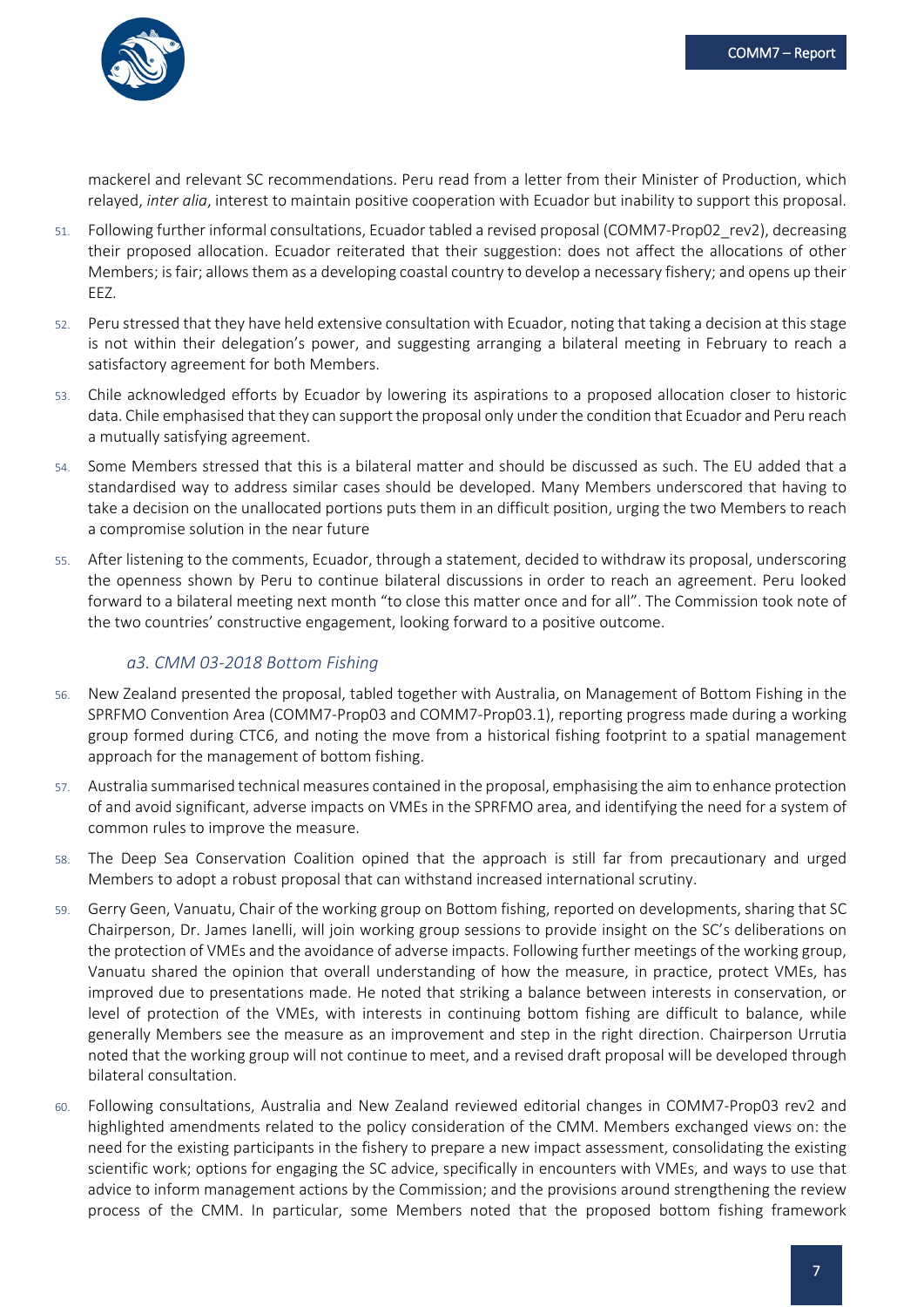mackerel and relevant SC recommendations. Peru read from a letter from their Minister of Production, which relayed, *inter alia*, interest to maintain positive cooperation with Ecuador but inability to support this proposal.

51. Following further informal consultations, Ecuador tabled a revised proposal (COMM7-Prop02_rev2), decreasing their proposed allocation. Ecuador reiterated that their suggestion: does not affect the allocations of other Members; is fair; allows them as a developing coastal country to develop a necessary fishery; and opens up their EEZ.

52. Peru stressed that they have held extensive consultation with Ecuador, noting that taking a decision at this stage is not within their delegation's power, and suggesting arranging a bilateral meeting in February to reach a satisfactory agreement for both Members.

53. Chile acknowledged efforts by Ecuador by lowering its aspirations to a proposed allocation closer to historic data. Chile emphasised that they can support the proposal only under the condition that Ecuador and Peru reach a mutually satisfying agreement.

54. Some Members stressed that this is a bilateral matter and should be discussed as such. The EU added that a standardised way to address similar cases should be developed. Many Members underscored that having to take a decision on the unallocated portions puts them in an difficult position, urging the two Members to reach a compromise solution in the near future

55. After listening to the comments, Ecuador, through a statement, decided to withdraw its proposal, underscoring the openness shown by Peru to continue bilateral discussions in order to reach an agreement. Peru looked forward to a bilateral meeting next month "to close this matter once and for all". The Commission took note of the two countries' constructive engagement, looking forward to a positive outcome.

### *a3. CMM 03-2018 Bottom Fishing*

56. New Zealand presented the proposal, tabled together with Australia, on Management of Bottom Fishing in the SPRFMO Convention Area (COMM7-Prop03 and COMM7-Prop03.1), reporting progress made during a working group formed during CTC6, and noting the move from a historical fishing footprint to a spatial management approach for the management of bottom fishing.

57. Australia summarised technical measures contained in the proposal, emphasising the aim to enhance protection of and avoid significant, adverse impacts on VMEs in the SPRFMO area, and identifying the need for a system of common rules to improve the measure.

58. The Deep Sea Conservation Coalition opined that the approach is still far from precautionary and urged Members to adopt a robust proposal that can withstand increased international scrutiny.

59. Gerry Geen, Vanuatu, Chair of the working group on Bottom fishing, reported on developments, sharing that SC Chairperson, Dr. James Ianelli, will join working group sessions to provide insight on the SC's deliberations on the protection of VMEs and the avoidance of adverse impacts. Following further meetings of the working group, Vanuatu shared the opinion that overall understanding of how the measure, in practice, protect VMEs, has improved due to presentations made. He noted that striking a balance between interests in conservation, or level of protection of the VMEs, with interests in continuing bottom fishing are difficult to balance, while generally Members see the measure as an improvement and step in the right direction. Chairperson Urrutia noted that the working group will not continue to meet, and a revised draft proposal will be developed through bilateral consultation.

60. Following consultations, Australia and New Zealand reviewed editorial changes in COMM7-Prop03 rev2 and highlighted amendments related to the policy consideration of the CMM. Members exchanged views on: the need for the existing participants in the fishery to prepare a new impact assessment, consolidating the existing scientific work; options for engaging the SC advice, specifically in encounters with VMEs, and ways to use that advice to inform management actions by the Commission; and the provisions around strengthening the review process of the CMM. In particular, some Members noted that the proposed bottom fishing framework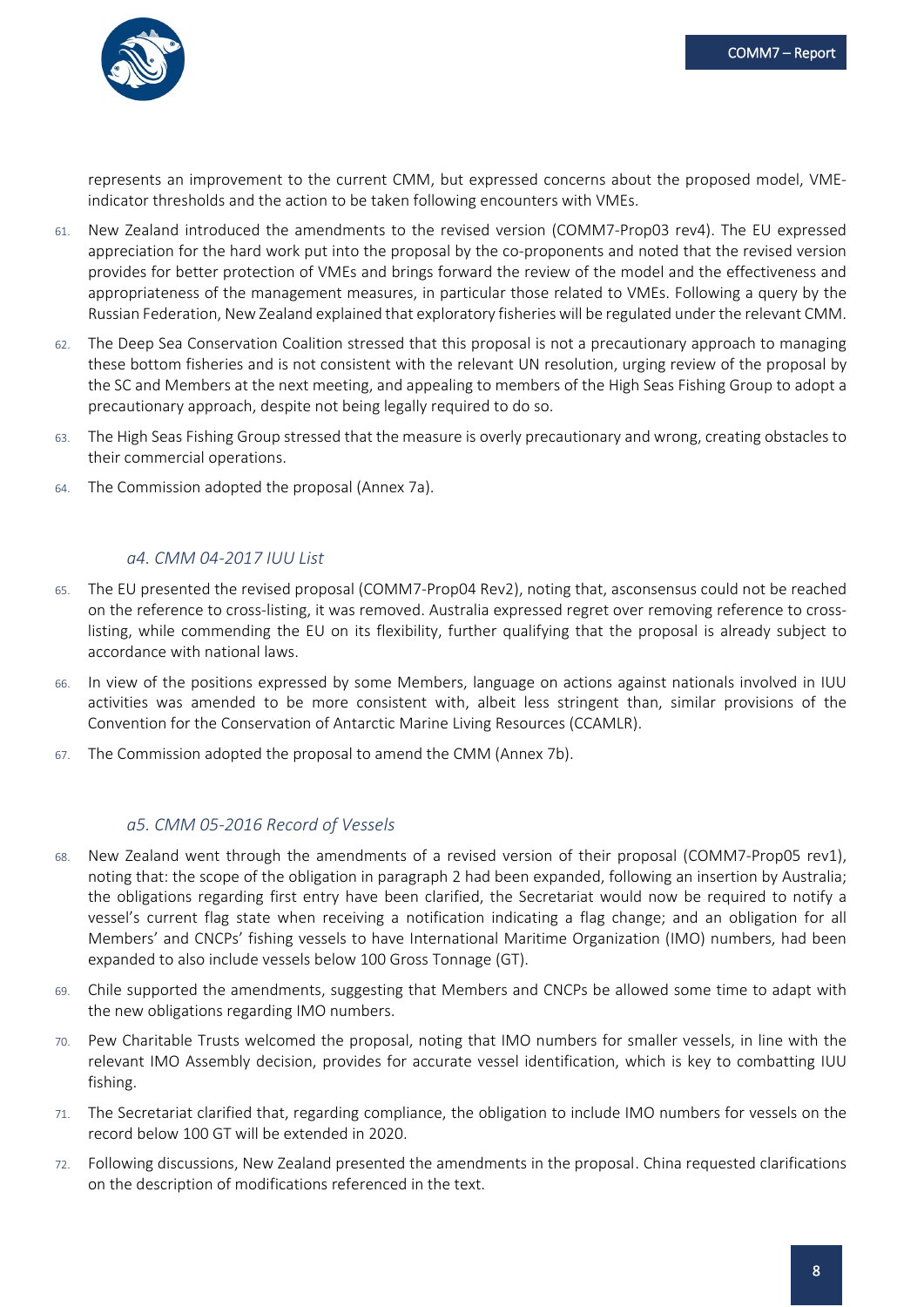represents an improvement to the current CMM, but expressed concerns about the proposed model, VME-indicator thresholds and the action to be taken following encounters with VMEs.

61. New Zealand introduced the amendments to the revised version (COMM7-Prop03 rev4). The EU expressed appreciation for the hard work put into the proposal by the co-proponents and noted that the revised version provides for better protection of VMEs and brings forward the review of the model and the effectiveness and appropriateness of the management measures, in particular those related to VMEs. Following a query by the Russian Federation, New Zealand explained that exploratory fisheries will be regulated under the relevant CMM.

62. The Deep Sea Conservation Coalition stressed that this proposal is not a precautionary approach to managing these bottom fisheries and is not consistent with the relevant UN resolution, urging review of the proposal by the SC and Members at the next meeting, and appealing to members of the High Seas Fishing Group to adopt a precautionary approach, despite not being legally required to do so.

63. The High Seas Fishing Group stressed that the measure is overly precautionary and wrong, creating obstacles to their commercial operations.

64. The Commission adopted the proposal (Annex 7a).

### *a4. CMM 04-2017 IUU List*

65. The EU presented the revised proposal (COMM7-Prop04 Rev2), noting that, asconsensus could not be reached on the reference to cross-listing, it was removed. Australia expressed regret over removing reference to cross-listing, while commending the EU on its flexibility, further qualifying that the proposal is already subject to accordance with national laws.

66. In view of the positions expressed by some Members, language on actions against nationals involved in IUU activities was amended to be more consistent with, albeit less stringent than, similar provisions of the Convention for the Conservation of Antarctic Marine Living Resources (CCAMLR).

67. The Commission adopted the proposal to amend the CMM (Annex 7b).

### *a5. CMM 05-2016 Record of Vessels*

68. New Zealand went through the amendments of a revised version of their proposal (COMM7-Prop05 rev1), noting that: the scope of the obligation in paragraph 2 had been expanded, following an insertion by Australia; the obligations regarding first entry have been clarified, the Secretariat would now be required to notify a vessel's current flag state when receiving a notification indicating a flag change; and an obligation for all Members' and CNCPs' fishing vessels to have International Maritime Organization (IMO) numbers, had been expanded to also include vessels below 100 Gross Tonnage (GT).

69. Chile supported the amendments, suggesting that Members and CNCPs be allowed some time to adapt with the new obligations regarding IMO numbers.

70. Pew Charitable Trusts welcomed the proposal, noting that IMO numbers for smaller vessels, in line with the relevant IMO Assembly decision, provides for accurate vessel identification, which is key to combatting IUU fishing.

71. The Secretariat clarified that, regarding compliance, the obligation to include IMO numbers for vessels on the record below 100 GT will be extended in 2020.

72. Following discussions, New Zealand presented the amendments in the proposal. China requested clarifications on the description of modifications referenced in the text.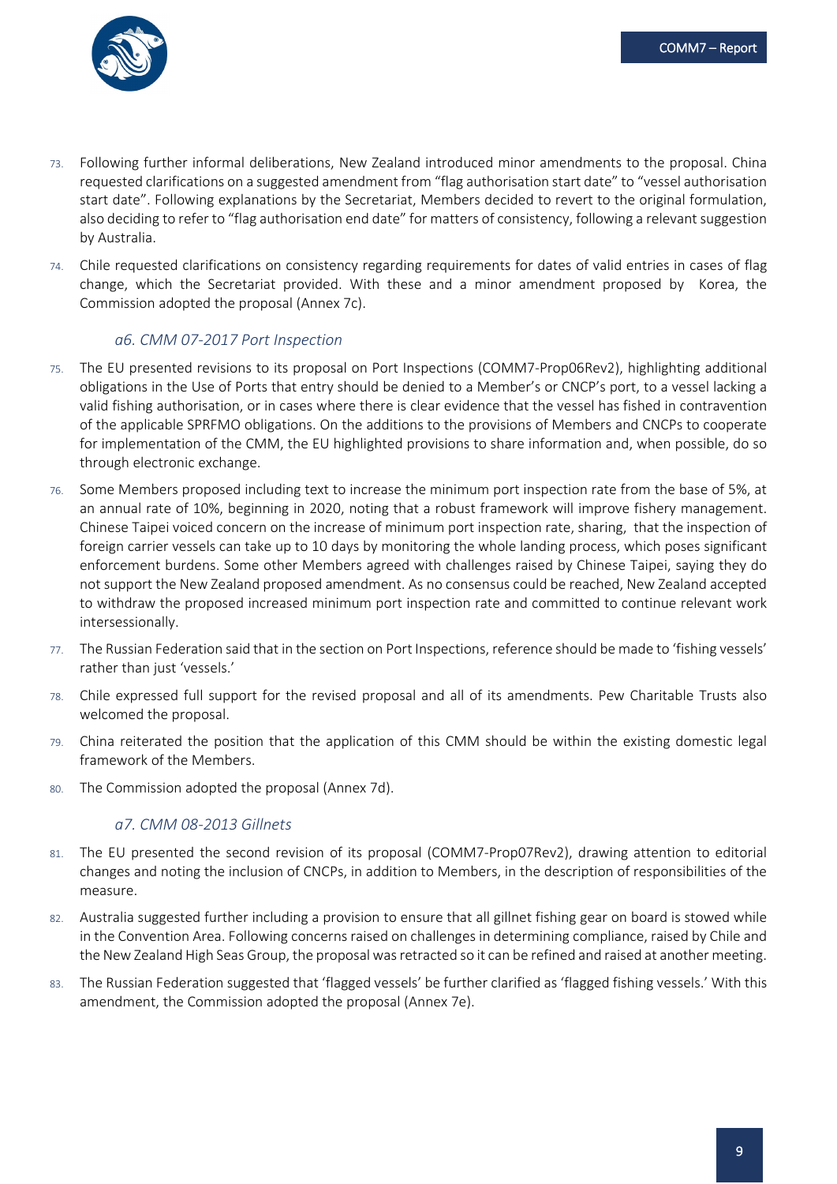73. Following further informal deliberations, New Zealand introduced minor amendments to the proposal. China requested clarifications on a suggested amendment from "flag authorisation start date" to "vessel authorisation start date". Following explanations by the Secretariat, Members decided to revert to the original formulation, also deciding to refer to "flag authorisation end date" for matters of consistency, following a relevant suggestion by Australia.

74. Chile requested clarifications on consistency regarding requirements for dates of valid entries in cases of flag change, which the Secretariat provided. With these and a minor amendment proposed by Korea, the Commission adopted the proposal (Annex 7c).

### *a6. CMM 07-2017 Port Inspection*

75. The EU presented revisions to its proposal on Port Inspections (COMM7-Prop06Rev2), highlighting additional obligations in the Use of Ports that entry should be denied to a Member's or CNCP's port, to a vessel lacking a valid fishing authorisation, or in cases where there is clear evidence that the vessel has fished in contravention of the applicable SPRFMO obligations. On the additions to the provisions of Members and CNCPs to cooperate for implementation of the CMM, the EU highlighted provisions to share information and, when possible, do so through electronic exchange.

76. Some Members proposed including text to increase the minimum port inspection rate from the base of 5%, at an annual rate of 10%, beginning in 2020, noting that a robust framework will improve fishery management. Chinese Taipei voiced concern on the increase of minimum port inspection rate, sharing, that the inspection of foreign carrier vessels can take up to 10 days by monitoring the whole landing process, which poses significant enforcement burdens. Some other Members agreed with challenges raised by Chinese Taipei, saying they do not support the New Zealand proposed amendment. As no consensus could be reached, New Zealand accepted to withdraw the proposed increased minimum port inspection rate and committed to continue relevant work intersessionally.

77. The Russian Federation said that in the section on Port Inspections, reference should be made to 'fishing vessels' rather than just 'vessels.'

78. Chile expressed full support for the revised proposal and all of its amendments. Pew Charitable Trusts also welcomed the proposal.

79. China reiterated the position that the application of this CMM should be within the existing domestic legal framework of the Members.

80. The Commission adopted the proposal (Annex 7d).

### *a7. CMM 08-2013 Gillnets*

81. The EU presented the second revision of its proposal (COMM7-Prop07Rev2), drawing attention to editorial changes and noting the inclusion of CNCPs, in addition to Members, in the description of responsibilities of the measure.

82. Australia suggested further including a provision to ensure that all gillnet fishing gear on board is stowed while in the Convention Area. Following concerns raised on challenges in determining compliance, raised by Chile and the New Zealand High Seas Group, the proposal was retracted so it can be refined and raised at another meeting.

83. The Russian Federation suggested that 'flagged vessels' be further clarified as 'flagged fishing vessels.' With this amendment, the Commission adopted the proposal (Annex 7e).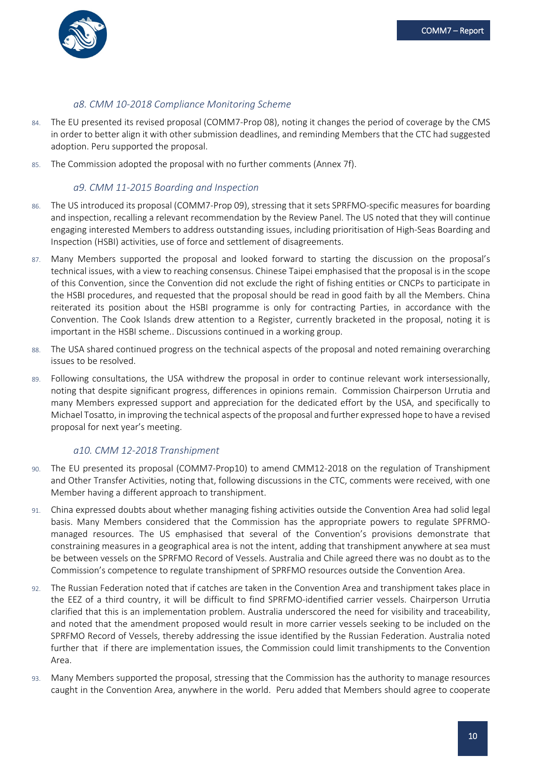### *a8. CMM 10-2018 Compliance Monitoring Scheme*

84. The EU presented its revised proposal (COMM7-Prop 08), noting it changes the period of coverage by the CMS in order to better align it with other submission deadlines, and reminding Members that the CTC had suggested adoption. Peru supported the proposal.

85. The Commission adopted the proposal with no further comments (Annex 7f).

### *a9. CMM 11-2015 Boarding and Inspection*

86. The US introduced its proposal (COMM7-Prop 09), stressing that it sets SPRFMO-specific measures for boarding and inspection, recalling a relevant recommendation by the Review Panel. The US noted that they will continue engaging interested Members to address outstanding issues, including prioritisation of High-Seas Boarding and Inspection (HSBI) activities, use of force and settlement of disagreements.

87. Many Members supported the proposal and looked forward to starting the discussion on the proposal's technical issues, with a view to reaching consensus. Chinese Taipei emphasised that the proposal is in the scope of this Convention, since the Convention did not exclude the right of fishing entities or CNCPs to participate in the HSBI procedures, and requested that the proposal should be read in good faith by all the Members. China reiterated its position about the HSBI programme is only for contracting Parties, in accordance with the Convention. The Cook Islands drew attention to a Register, currently bracketed in the proposal, noting it is important in the HSBI scheme.. Discussions continued in a working group.

88. The USA shared continued progress on the technical aspects of the proposal and noted remaining overarching issues to be resolved.

89. Following consultations, the USA withdrew the proposal in order to continue relevant work intersessionally, noting that despite significant progress, differences in opinions remain. Commission Chairperson Urrutia and many Members expressed support and appreciation for the dedicated effort by the USA, and specifically to Michael Tosatto, in improving the technical aspects of the proposal and further expressed hope to have a revised proposal for next year's meeting.

### *a10. CMM 12-2018 Transhipment*

90. The EU presented its proposal (COMM7-Prop10) to amend CMM12-2018 on the regulation of Transhipment and Other Transfer Activities, noting that, following discussions in the CTC, comments were received, with one Member having a different approach to transhipment.

91. China expressed doubts about whether managing fishing activities outside the Convention Area had solid legal basis. Many Members considered that the Commission has the appropriate powers to regulate SPFRMO-managed resources. The US emphasised that several of the Convention's provisions demonstrate that constraining measures in a geographical area is not the intent, adding that transhipment anywhere at sea must be between vessels on the SPRFMO Record of Vessels. Australia and Chile agreed there was no doubt as to the Commission's competence to regulate transhipment of SPRFMO resources outside the Convention Area.

92. The Russian Federation noted that if catches are taken in the Convention Area and transhipment takes place in the EEZ of a third country, it will be difficult to find SPRFMO-identified carrier vessels. Chairperson Urrutia clarified that this is an implementation problem. Australia underscored the need for visibility and traceability, and noted that the amendment proposed would result in more carrier vessels seeking to be included on the SPRFMO Record of Vessels, thereby addressing the issue identified by the Russian Federation. Australia noted further that if there are implementation issues, the Commission could limit transhipments to the Convention Area.

93. Many Members supported the proposal, stressing that the Commission has the authority to manage resources caught in the Convention Area, anywhere in the world. Peru added that Members should agree to cooperate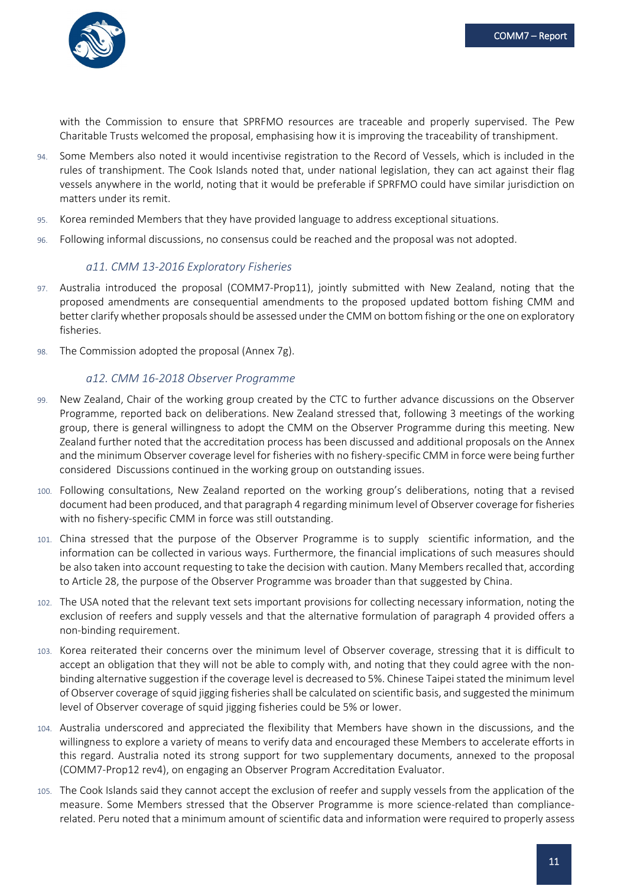with the Commission to ensure that SPRFMO resources are traceable and properly supervised. The Pew Charitable Trusts welcomed the proposal, emphasising how it is improving the traceability of transhipment.

94. Some Members also noted it would incentivise registration to the Record of Vessels, which is included in the rules of transhipment. The Cook Islands noted that, under national legislation, they can act against their flag vessels anywhere in the world, noting that it would be preferable if SPRFMO could have similar jurisdiction on matters under its remit.

95. Korea reminded Members that they have provided language to address exceptional situations.

96. Following informal discussions, no consensus could be reached and the proposal was not adopted.

### *a11. CMM 13-2016 Exploratory Fisheries*

97. Australia introduced the proposal (COMM7-Prop11), jointly submitted with New Zealand, noting that the proposed amendments are consequential amendments to the proposed updated bottom fishing CMM and better clarify whether proposals should be assessed under the CMM on bottom fishing or the one on exploratory fisheries.

98. The Commission adopted the proposal (Annex 7g).

### *a12. CMM 16-2018 Observer Programme*

99. New Zealand, Chair of the working group created by the CTC to further advance discussions on the Observer Programme, reported back on deliberations. New Zealand stressed that, following 3 meetings of the working group, there is general willingness to adopt the CMM on the Observer Programme during this meeting. New Zealand further noted that the accreditation process has been discussed and additional proposals on the Annex and the minimum Observer coverage level for fisheries with no fishery-specific CMM in force were being further considered Discussions continued in the working group on outstanding issues.

100. Following consultations, New Zealand reported on the working group's deliberations, noting that a revised document had been produced, and that paragraph 4 regarding minimum level of Observer coverage for fisheries with no fishery-specific CMM in force was still outstanding.

101. China stressed that the purpose of the Observer Programme is to supply scientific information, and the information can be collected in various ways. Furthermore, the financial implications of such measures should be also taken into account requesting to take the decision with caution. Many Members recalled that, according to Article 28, the purpose of the Observer Programme was broader than that suggested by China.

102. The USA noted that the relevant text sets important provisions for collecting necessary information, noting the exclusion of reefers and supply vessels and that the alternative formulation of paragraph 4 provided offers a non-binding requirement.

103. Korea reiterated their concerns over the minimum level of Observer coverage, stressing that it is difficult to accept an obligation that they will not be able to comply with, and noting that they could agree with the non-binding alternative suggestion if the coverage level is decreased to 5%. Chinese Taipei stated the minimum level of Observer coverage of squid jigging fisheries shall be calculated on scientific basis, and suggested the minimum level of Observer coverage of squid jigging fisheries could be 5% or lower.

104. Australia underscored and appreciated the flexibility that Members have shown in the discussions, and the willingness to explore a variety of means to verify data and encouraged these Members to accelerate efforts in this regard. Australia noted its strong support for two supplementary documents, annexed to the proposal (COMM7-Prop12 rev4), on engaging an Observer Program Accreditation Evaluator.

105. The Cook Islands said they cannot accept the exclusion of reefer and supply vessels from the application of the measure. Some Members stressed that the Observer Programme is more science-related than compliance-related. Peru noted that a minimum amount of scientific data and information were required to properly assess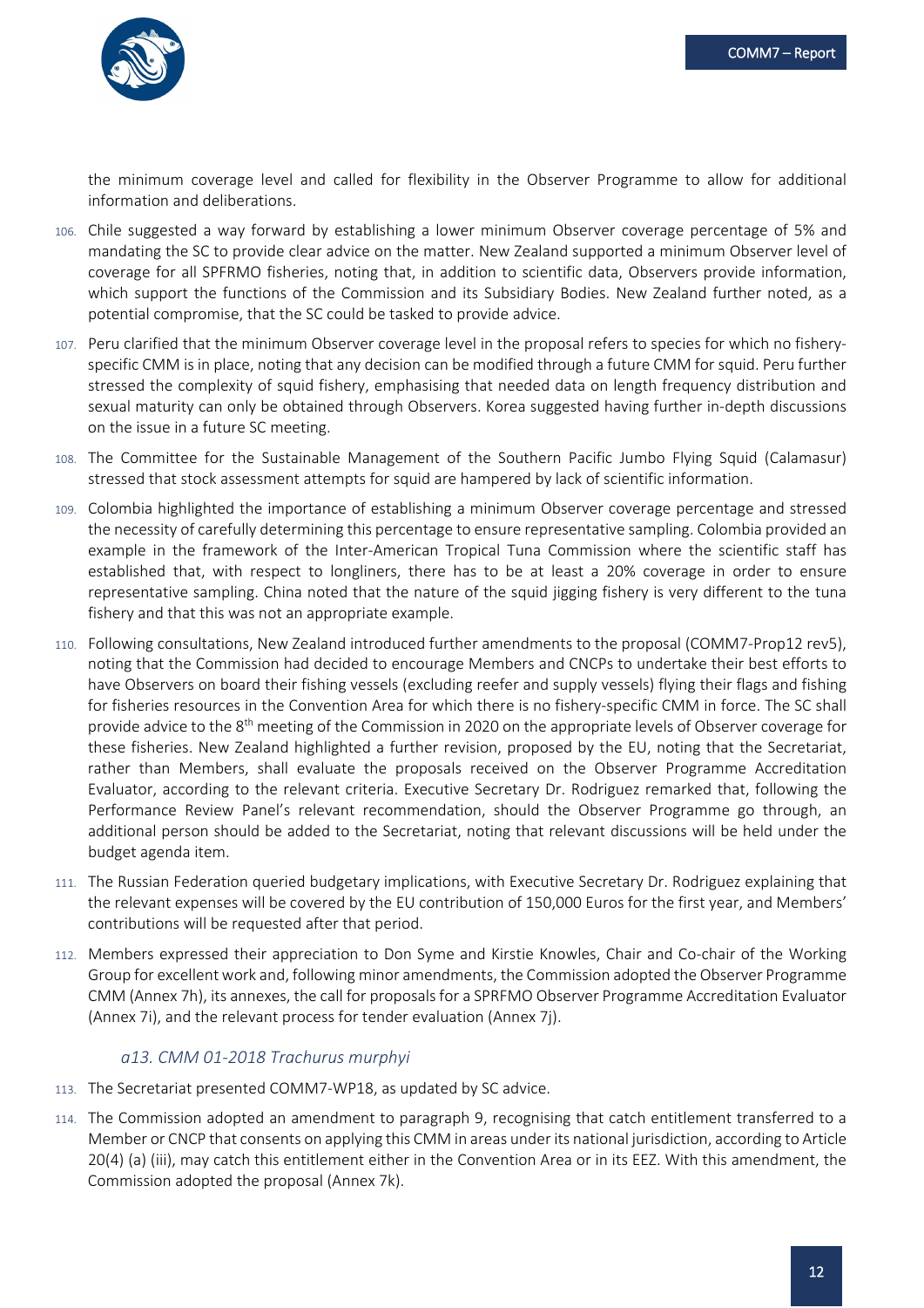the minimum coverage level and called for flexibility in the Observer Programme to allow for additional information and deliberations.

106. Chile suggested a way forward by establishing a lower minimum Observer coverage percentage of 5% and mandating the SC to provide clear advice on the matter. New Zealand supported a minimum Observer level of coverage for all SPFRMO fisheries, noting that, in addition to scientific data, Observers provide information, which support the functions of the Commission and its Subsidiary Bodies. New Zealand further noted, as a potential compromise, that the SC could be tasked to provide advice.

107. Peru clarified that the minimum Observer coverage level in the proposal refers to species for which no fishery-specific CMM is in place, noting that any decision can be modified through a future CMM for squid. Peru further stressed the complexity of squid fishery, emphasising that needed data on length frequency distribution and sexual maturity can only be obtained through Observers. Korea suggested having further in-depth discussions on the issue in a future SC meeting.

108. The Committee for the Sustainable Management of the Southern Pacific Jumbo Flying Squid (Calamasur) stressed that stock assessment attempts for squid are hampered by lack of scientific information.

109. Colombia highlighted the importance of establishing a minimum Observer coverage percentage and stressed the necessity of carefully determining this percentage to ensure representative sampling. Colombia provided an example in the framework of the Inter-American Tropical Tuna Commission where the scientific staff has established that, with respect to longliners, there has to be at least a 20% coverage in order to ensure representative sampling. China noted that the nature of the squid jigging fishery is very different to the tuna fishery and that this was not an appropriate example.

110. Following consultations, New Zealand introduced further amendments to the proposal (COMM7-Prop12 rev5), noting that the Commission had decided to encourage Members and CNCPs to undertake their best efforts to have Observers on board their fishing vessels (excluding reefer and supply vessels) flying their flags and fishing for fisheries resources in the Convention Area for which there is no fishery-specific CMM in force. The SC shall provide advice to the 8th meeting of the Commission in 2020 on the appropriate levels of Observer coverage for these fisheries. New Zealand highlighted a further revision, proposed by the EU, noting that the Secretariat, rather than Members, shall evaluate the proposals received on the Observer Programme Accreditation Evaluator, according to the relevant criteria. Executive Secretary Dr. Rodriguez remarked that, following the Performance Review Panel's relevant recommendation, should the Observer Programme go through, an additional person should be added to the Secretariat, noting that relevant discussions will be held under the budget agenda item.

111. The Russian Federation queried budgetary implications, with Executive Secretary Dr. Rodriguez explaining that the relevant expenses will be covered by the EU contribution of 150,000 Euros for the first year, and Members' contributions will be requested after that period.

112. Members expressed their appreciation to Don Syme and Kirstie Knowles, Chair and Co-chair of the Working Group for excellent work and, following minor amendments, the Commission adopted the Observer Programme CMM (Annex 7h), its annexes, the call for proposals for a SPRFMO Observer Programme Accreditation Evaluator (Annex 7i), and the relevant process for tender evaluation (Annex 7j).

### *a13. CMM 01-2018 Trachurus murphyi*

113. The Secretariat presented COMM7-WP18, as updated by SC advice.

114. The Commission adopted an amendment to paragraph 9, recognising that catch entitlement transferred to a Member or CNCP that consents on applying this CMM in areas under its national jurisdiction, according to Article 20(4) (a) (iii), may catch this entitlement either in the Convention Area or in its EEZ. With this amendment, the Commission adopted the proposal (Annex 7k).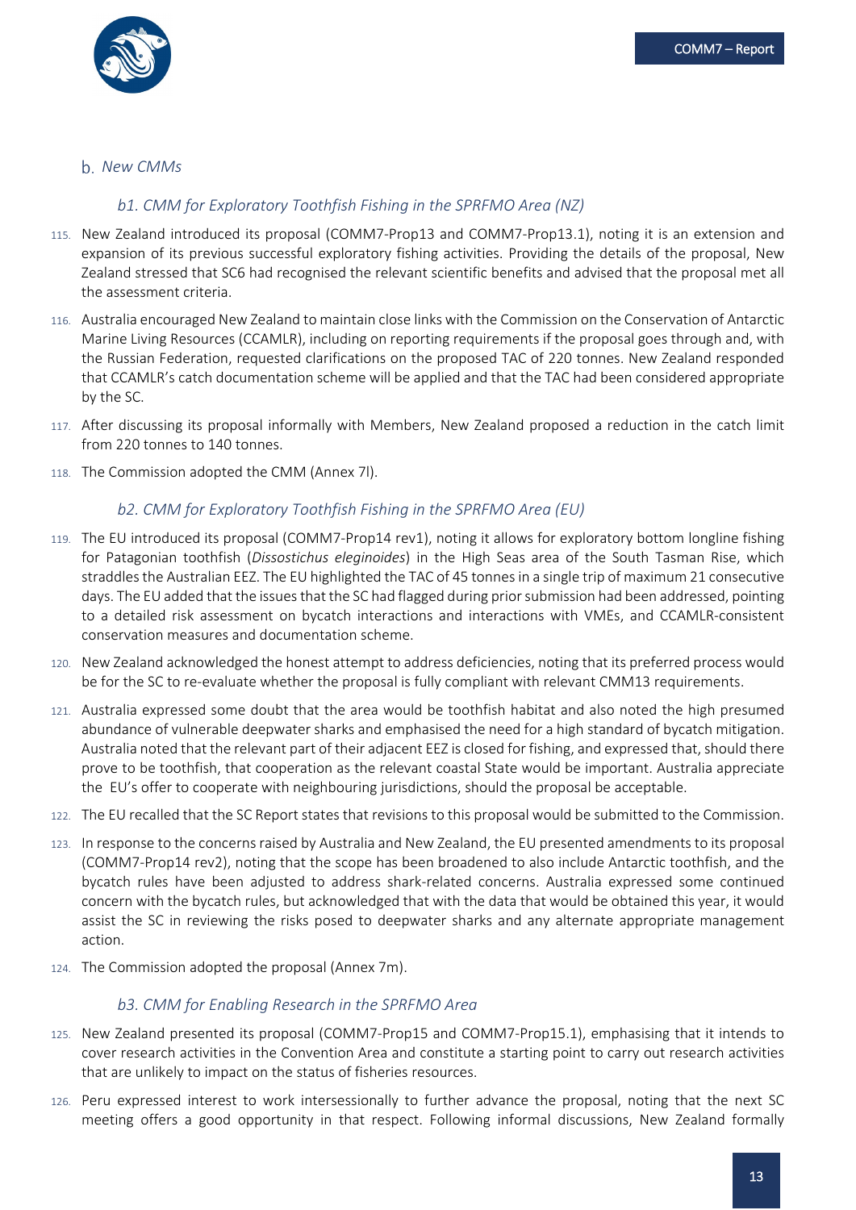## b. *New CMMs*

### *b1. CMM for Exploratory Toothfish Fishing in the SPRFMO Area (NZ)*

115. New Zealand introduced its proposal (COMM7-Prop13 and COMM7-Prop13.1), noting it is an extension and expansion of its previous successful exploratory fishing activities. Providing the details of the proposal, New Zealand stressed that SC6 had recognised the relevant scientific benefits and advised that the proposal met all the assessment criteria.

116. Australia encouraged New Zealand to maintain close links with the Commission on the Conservation of Antarctic Marine Living Resources (CCAMLR), including on reporting requirements if the proposal goes through and, with the Russian Federation, requested clarifications on the proposed TAC of 220 tonnes. New Zealand responded that CCAMLR's catch documentation scheme will be applied and that the TAC had been considered appropriate by the SC.

117. After discussing its proposal informally with Members, New Zealand proposed a reduction in the catch limit from 220 tonnes to 140 tonnes.

118. The Commission adopted the CMM (Annex 7l).

### *b2. CMM for Exploratory Toothfish Fishing in the SPRFMO Area (EU)*

119. The EU introduced its proposal (COMM7-Prop14 rev1), noting it allows for exploratory bottom longline fishing for Patagonian toothfish (*Dissostichus eleginoides*) in the High Seas area of the South Tasman Rise, which straddles the Australian EEZ. The EU highlighted the TAC of 45 tonnes in a single trip of maximum 21 consecutive days. The EU added that the issues that the SC had flagged during prior submission had been addressed, pointing to a detailed risk assessment on bycatch interactions and interactions with VMEs, and CCAMLR-consistent conservation measures and documentation scheme.

120. New Zealand acknowledged the honest attempt to address deficiencies, noting that its preferred process would be for the SC to re-evaluate whether the proposal is fully compliant with relevant CMM13 requirements.

121. Australia expressed some doubt that the area would be toothfish habitat and also noted the high presumed abundance of vulnerable deepwater sharks and emphasised the need for a high standard of bycatch mitigation. Australia noted that the relevant part of their adjacent EEZ is closed for fishing, and expressed that, should there prove to be toothfish, that cooperation as the relevant coastal State would be important. Australia appreciate the EU's offer to cooperate with neighbouring jurisdictions, should the proposal be acceptable.

122. The EU recalled that the SC Report states that revisions to this proposal would be submitted to the Commission.

123. In response to the concerns raised by Australia and New Zealand, the EU presented amendments to its proposal (COMM7-Prop14 rev2), noting that the scope has been broadened to also include Antarctic toothfish, and the bycatch rules have been adjusted to address shark-related concerns. Australia expressed some continued concern with the bycatch rules, but acknowledged that with the data that would be obtained this year, it would assist the SC in reviewing the risks posed to deepwater sharks and any alternate appropriate management action.

124. The Commission adopted the proposal (Annex 7m).

### *b3. CMM for Enabling Research in the SPRFMO Area*

125. New Zealand presented its proposal (COMM7-Prop15 and COMM7-Prop15.1), emphasising that it intends to cover research activities in the Convention Area and constitute a starting point to carry out research activities that are unlikely to impact on the status of fisheries resources.

126. Peru expressed interest to work intersessionally to further advance the proposal, noting that the next SC meeting offers a good opportunity in that respect. Following informal discussions, New Zealand formally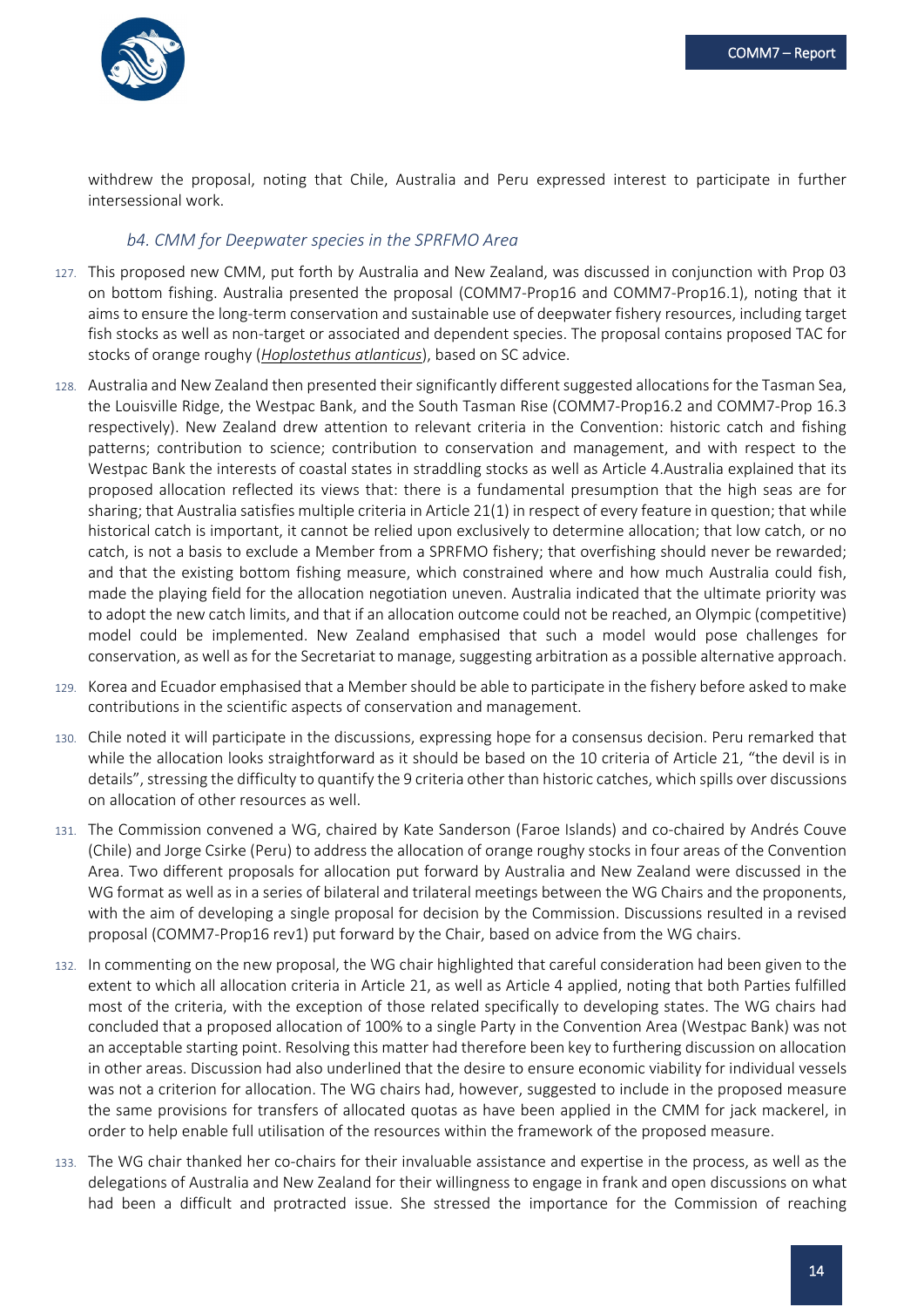withdrew the proposal, noting that Chile, Australia and Peru expressed interest to participate in further intersessional work.

### *b4. CMM for Deepwater species in the SPRFMO Area*

127. This proposed new CMM, put forth by Australia and New Zealand, was discussed in conjunction with Prop 03 on bottom fishing. Australia presented the proposal (COMM7-Prop16 and COMM7-Prop16.1), noting that it aims to ensure the long-term conservation and sustainable use of deepwater fishery resources, including target fish stocks as well as non-target or associated and dependent species. The proposal contains proposed TAC for stocks of orange roughy (*Hoplostethus atlanticus*), based on SC advice.

128. Australia and New Zealand then presented their significantly different suggested allocations for the Tasman Sea, the Louisville Ridge, the Westpac Bank, and the South Tasman Rise (COMM7-Prop16.2 and COMM7-Prop 16.3 respectively). New Zealand drew attention to relevant criteria in the Convention: historic catch and fishing patterns; contribution to science; contribution to conservation and management, and with respect to the Westpac Bank the interests of coastal states in straddling stocks as well as Article 4.Australia explained that its proposed allocation reflected its views that: there is a fundamental presumption that the high seas are for sharing; that Australia satisfies multiple criteria in Article 21(1) in respect of every feature in question; that while historical catch is important, it cannot be relied upon exclusively to determine allocation; that low catch, or no catch, is not a basis to exclude a Member from a SPRFMO fishery; that overfishing should never be rewarded; and that the existing bottom fishing measure, which constrained where and how much Australia could fish, made the playing field for the allocation negotiation uneven. Australia indicated that the ultimate priority was to adopt the new catch limits, and that if an allocation outcome could not be reached, an Olympic (competitive) model could be implemented. New Zealand emphasised that such a model would pose challenges for conservation, as well as for the Secretariat to manage, suggesting arbitration as a possible alternative approach.

129. Korea and Ecuador emphasised that a Member should be able to participate in the fishery before asked to make contributions in the scientific aspects of conservation and management.

130. Chile noted it will participate in the discussions, expressing hope for a consensus decision. Peru remarked that while the allocation looks straightforward as it should be based on the 10 criteria of Article 21, "the devil is in details", stressing the difficulty to quantify the 9 criteria other than historic catches, which spills over discussions on allocation of other resources as well.

131. The Commission convened a WG, chaired by Kate Sanderson (Faroe Islands) and co-chaired by Andrés Couve (Chile) and Jorge Csirke (Peru) to address the allocation of orange roughy stocks in four areas of the Convention Area. Two different proposals for allocation put forward by Australia and New Zealand were discussed in the WG format as well as in a series of bilateral and trilateral meetings between the WG Chairs and the proponents, with the aim of developing a single proposal for decision by the Commission. Discussions resulted in a revised proposal (COMM7-Prop16 rev1) put forward by the Chair, based on advice from the WG chairs.

132. In commenting on the new proposal, the WG chair highlighted that careful consideration had been given to the extent to which all allocation criteria in Article 21, as well as Article 4 applied, noting that both Parties fulfilled most of the criteria, with the exception of those related specifically to developing states. The WG chairs had concluded that a proposed allocation of 100% to a single Party in the Convention Area (Westpac Bank) was not an acceptable starting point. Resolving this matter had therefore been key to furthering discussion on allocation in other areas. Discussion had also underlined that the desire to ensure economic viability for individual vessels was not a criterion for allocation. The WG chairs had, however, suggested to include in the proposed measure the same provisions for transfers of allocated quotas as have been applied in the CMM for jack mackerel, in order to help enable full utilisation of the resources within the framework of the proposed measure.

133. The WG chair thanked her co-chairs for their invaluable assistance and expertise in the process, as well as the delegations of Australia and New Zealand for their willingness to engage in frank and open discussions on what had been a difficult and protracted issue. She stressed the importance for the Commission of reaching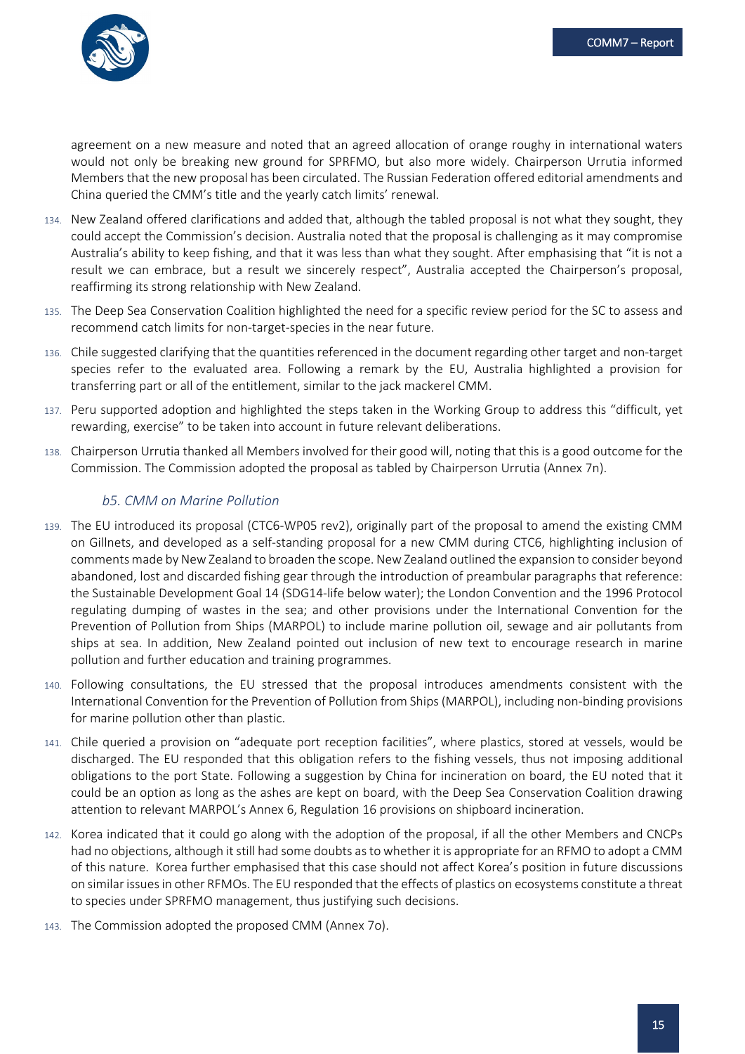agreement on a new measure and noted that an agreed allocation of orange roughy in international waters would not only be breaking new ground for SPRFMO, but also more widely. Chairperson Urrutia informed Members that the new proposal has been circulated. The Russian Federation offered editorial amendments and China queried the CMM's title and the yearly catch limits' renewal.

134. New Zealand offered clarifications and added that, although the tabled proposal is not what they sought, they could accept the Commission's decision. Australia noted that the proposal is challenging as it may compromise Australia's ability to keep fishing, and that it was less than what they sought. After emphasising that "it is not a result we can embrace, but a result we sincerely respect", Australia accepted the Chairperson's proposal, reaffirming its strong relationship with New Zealand.

135. The Deep Sea Conservation Coalition highlighted the need for a specific review period for the SC to assess and recommend catch limits for non-target-species in the near future.

136. Chile suggested clarifying that the quantities referenced in the document regarding other target and non-target species refer to the evaluated area. Following a remark by the EU, Australia highlighted a provision for transferring part or all of the entitlement, similar to the jack mackerel CMM.

137. Peru supported adoption and highlighted the steps taken in the Working Group to address this "difficult, yet rewarding, exercise" to be taken into account in future relevant deliberations.

138. Chairperson Urrutia thanked all Members involved for their good will, noting that this is a good outcome for the Commission. The Commission adopted the proposal as tabled by Chairperson Urrutia (Annex 7n).

### *b5. CMM on Marine Pollution*

139. The EU introduced its proposal (CTC6-WP05 rev2), originally part of the proposal to amend the existing CMM on Gillnets, and developed as a self-standing proposal for a new CMM during CTC6, highlighting inclusion of comments made by New Zealand to broaden the scope. New Zealand outlined the expansion to consider beyond abandoned, lost and discarded fishing gear through the introduction of preambular paragraphs that reference: the Sustainable Development Goal 14 (SDG14-life below water); the London Convention and the 1996 Protocol regulating dumping of wastes in the sea; and other provisions under the International Convention for the Prevention of Pollution from Ships (MARPOL) to include marine pollution oil, sewage and air pollutants from ships at sea. In addition, New Zealand pointed out inclusion of new text to encourage research in marine pollution and further education and training programmes.

140. Following consultations, the EU stressed that the proposal introduces amendments consistent with the International Convention for the Prevention of Pollution from Ships (MARPOL), including non-binding provisions for marine pollution other than plastic.

141. Chile queried a provision on "adequate port reception facilities", where plastics, stored at vessels, would be discharged. The EU responded that this obligation refers to the fishing vessels, thus not imposing additional obligations to the port State. Following a suggestion by China for incineration on board, the EU noted that it could be an option as long as the ashes are kept on board, with the Deep Sea Conservation Coalition drawing attention to relevant MARPOL's Annex 6, Regulation 16 provisions on shipboard incineration.

142. Korea indicated that it could go along with the adoption of the proposal, if all the other Members and CNCPs had no objections, although it still had some doubts as to whether it is appropriate for an RFMO to adopt a CMM of this nature. Korea further emphasised that this case should not affect Korea's position in future discussions on similar issues in other RFMOs. The EU responded that the effects of plastics on ecosystems constitute a threat to species under SPRFMO management, thus justifying such decisions.

143. The Commission adopted the proposed CMM (Annex 7o).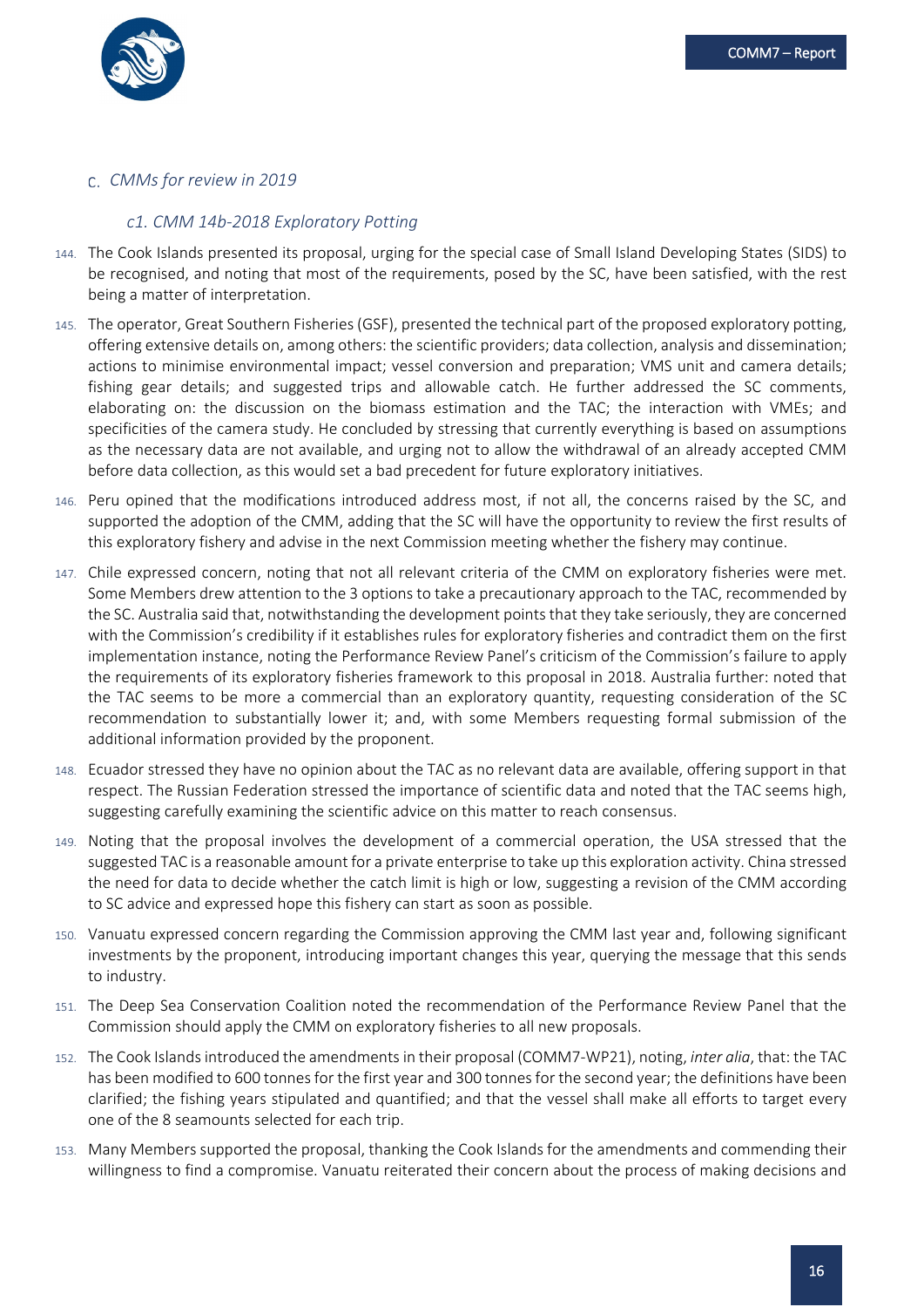## C. *CMMs for review in 2019*

### *c1. CMM 14b-2018 Exploratory Potting*

144. The Cook Islands presented its proposal, urging for the special case of Small Island Developing States (SIDS) to be recognised, and noting that most of the requirements, posed by the SC, have been satisfied, with the rest being a matter of interpretation.

145. The operator, Great Southern Fisheries (GSF), presented the technical part of the proposed exploratory potting, offering extensive details on, among others: the scientific providers; data collection, analysis and dissemination; actions to minimise environmental impact; vessel conversion and preparation; VMS unit and camera details; fishing gear details; and suggested trips and allowable catch. He further addressed the SC comments, elaborating on: the discussion on the biomass estimation and the TAC; the interaction with VMEs; and specificities of the camera study. He concluded by stressing that currently everything is based on assumptions as the necessary data are not available, and urging not to allow the withdrawal of an already accepted CMM before data collection, as this would set a bad precedent for future exploratory initiatives.

146. Peru opined that the modifications introduced address most, if not all, the concerns raised by the SC, and supported the adoption of the CMM, adding that the SC will have the opportunity to review the first results of this exploratory fishery and advise in the next Commission meeting whether the fishery may continue.

147. Chile expressed concern, noting that not all relevant criteria of the CMM on exploratory fisheries were met. Some Members drew attention to the 3 options to take a precautionary approach to the TAC, recommended by the SC. Australia said that, notwithstanding the development points that they take seriously, they are concerned with the Commission's credibility if it establishes rules for exploratory fisheries and contradict them on the first implementation instance, noting the Performance Review Panel's criticism of the Commission's failure to apply the requirements of its exploratory fisheries framework to this proposal in 2018. Australia further: noted that the TAC seems to be more a commercial than an exploratory quantity, requesting consideration of the SC recommendation to substantially lower it; and, with some Members requesting formal submission of the additional information provided by the proponent.

148. Ecuador stressed they have no opinion about the TAC as no relevant data are available, offering support in that respect. The Russian Federation stressed the importance of scientific data and noted that the TAC seems high, suggesting carefully examining the scientific advice on this matter to reach consensus.

149. Noting that the proposal involves the development of a commercial operation, the USA stressed that the suggested TAC is a reasonable amount for a private enterprise to take up this exploration activity. China stressed the need for data to decide whether the catch limit is high or low, suggesting a revision of the CMM according to SC advice and expressed hope this fishery can start as soon as possible.

150. Vanuatu expressed concern regarding the Commission approving the CMM last year and, following significant investments by the proponent, introducing important changes this year, querying the message that this sends to industry.

151. The Deep Sea Conservation Coalition noted the recommendation of the Performance Review Panel that the Commission should apply the CMM on exploratory fisheries to all new proposals.

152. The Cook Islands introduced the amendments in their proposal (COMM7-WP21), noting, *inter alia*, that: the TAC has been modified to 600 tonnes for the first year and 300 tonnes for the second year; the definitions have been clarified; the fishing years stipulated and quantified; and that the vessel shall make all efforts to target every one of the 8 seamounts selected for each trip.

153. Many Members supported the proposal, thanking the Cook Islands for the amendments and commending their willingness to find a compromise. Vanuatu reiterated their concern about the process of making decisions and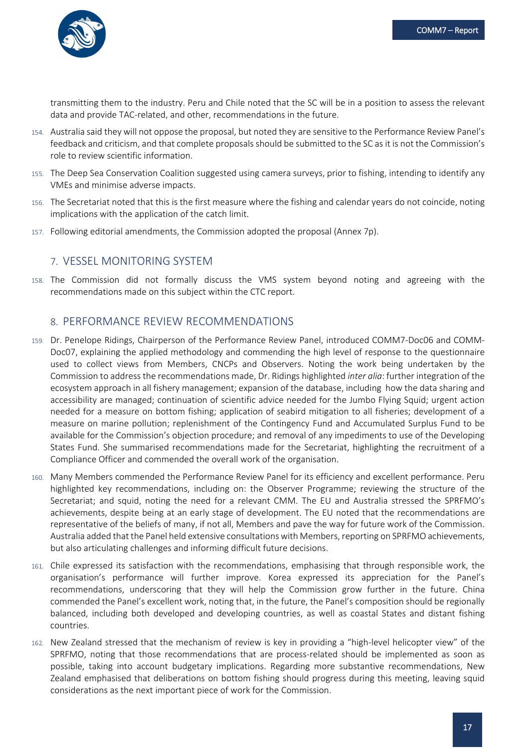transmitting them to the industry. Peru and Chile noted that the SC will be in a position to assess the relevant data and provide TAC-related, and other, recommendations in the future.

154. Australia said they will not oppose the proposal, but noted they are sensitive to the Performance Review Panel's feedback and criticism, and that complete proposals should be submitted to the SC as it is not the Commission's role to review scientific information.

155. The Deep Sea Conservation Coalition suggested using camera surveys, prior to fishing, intending to identify any VMEs and minimise adverse impacts.

156. The Secretariat noted that this is the first measure where the fishing and calendar years do not coincide, noting implications with the application of the catch limit.

157. Following editorial amendments, the Commission adopted the proposal (Annex 7p).

## 7. VESSEL MONITORING SYSTEM

158. The Commission did not formally discuss the VMS system beyond noting and agreeing with the recommendations made on this subject within the CTC report.

## 8. PERFORMANCE REVIEW RECOMMENDATIONS

159. Dr. Penelope Ridings, Chairperson of the Performance Review Panel, introduced COMM7-Doc06 and COMM-Doc07, explaining the applied methodology and commending the high level of response to the questionnaire used to collect views from Members, CNCPs and Observers. Noting the work being undertaken by the Commission to address the recommendations made, Dr. Ridings highlighted *inter alia*: further integration of the ecosystem approach in all fishery management; expansion of the database, including how the data sharing and accessibility are managed; continuation of scientific advice needed for the Jumbo Flying Squid; urgent action needed for a measure on bottom fishing; application of seabird mitigation to all fisheries; development of a measure on marine pollution; replenishment of the Contingency Fund and Accumulated Surplus Fund to be available for the Commission's objection procedure; and removal of any impediments to use of the Developing States Fund. She summarised recommendations made for the Secretariat, highlighting the recruitment of a Compliance Officer and commended the overall work of the organisation.

160. Many Members commended the Performance Review Panel for its efficiency and excellent performance. Peru highlighted key recommendations, including on: the Observer Programme; reviewing the structure of the Secretariat; and squid, noting the need for a relevant CMM. The EU and Australia stressed the SPRFMO's achievements, despite being at an early stage of development. The EU noted that the recommendations are representative of the beliefs of many, if not all, Members and pave the way for future work of the Commission. Australia added that the Panel held extensive consultations with Members, reporting on SPRFMO achievements, but also articulating challenges and informing difficult future decisions.

161. Chile expressed its satisfaction with the recommendations, emphasising that through responsible work, the organisation's performance will further improve. Korea expressed its appreciation for the Panel's recommendations, underscoring that they will help the Commission grow further in the future. China commended the Panel's excellent work, noting that, in the future, the Panel's composition should be regionally balanced, including both developed and developing countries, as well as coastal States and distant fishing countries.

162. New Zealand stressed that the mechanism of review is key in providing a "high-level helicopter view" of the SPRFMO, noting that those recommendations that are process-related should be implemented as soon as possible, taking into account budgetary implications. Regarding more substantive recommendations, New Zealand emphasised that deliberations on bottom fishing should progress during this meeting, leaving squid considerations as the next important piece of work for the Commission.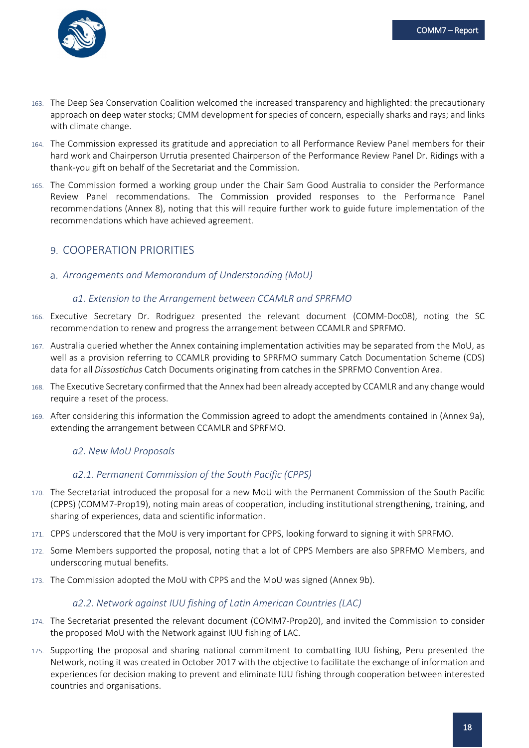163. The Deep Sea Conservation Coalition welcomed the increased transparency and highlighted: the precautionary approach on deep water stocks; CMM development for species of concern, especially sharks and rays; and links with climate change.

164. The Commission expressed its gratitude and appreciation to all Performance Review Panel members for their hard work and Chairperson Urrutia presented Chairperson of the Performance Review Panel Dr. Ridings with a thank-you gift on behalf of the Secretariat and the Commission.

165. The Commission formed a working group under the Chair Sam Good Australia to consider the Performance Review Panel recommendations. The Commission provided responses to the Performance Panel recommendations (Annex 8), noting that this will require further work to guide future implementation of the recommendations which have achieved agreement.

## 9. COOPERATION PRIORITIES

### a. *Arrangements and Memorandum of Understanding (MoU)*

#### *a1. Extension to the Arrangement between CCAMLR and SPRFMO*

166. Executive Secretary Dr. Rodriguez presented the relevant document (COMM-Doc08), noting the SC recommendation to renew and progress the arrangement between CCAMLR and SPRFMO.

167. Australia queried whether the Annex containing implementation activities may be separated from the MoU, as well as a provision referring to CCAMLR providing to SPRFMO summary Catch Documentation Scheme (CDS) data for all *Dissostichus* Catch Documents originating from catches in the SPRFMO Convention Area.

168. The Executive Secretary confirmed that the Annex had been already accepted by CCAMLR and any change would require a reset of the process.

169. After considering this information the Commission agreed to adopt the amendments contained in (Annex 9a), extending the arrangement between CCAMLR and SPRFMO.

#### *a2. New MoU Proposals*

#### *a2.1. Permanent Commission of the South Pacific (CPPS)*

170. The Secretariat introduced the proposal for a new MoU with the Permanent Commission of the South Pacific (CPPS) (COMM7-Prop19), noting main areas of cooperation, including institutional strengthening, training, and sharing of experiences, data and scientific information.

171. CPPS underscored that the MoU is very important for CPPS, looking forward to signing it with SPRFMO.

172. Some Members supported the proposal, noting that a lot of CPPS Members are also SPRFMO Members, and underscoring mutual benefits.

173. The Commission adopted the MoU with CPPS and the MoU was signed (Annex 9b).

#### *a2.2. Network against IUU fishing of Latin American Countries (LAC)*

174. The Secretariat presented the relevant document (COMM7-Prop20), and invited the Commission to consider the proposed MoU with the Network against IUU fishing of LAC.

175. Supporting the proposal and sharing national commitment to combatting IUU fishing, Peru presented the Network, noting it was created in October 2017 with the objective to facilitate the exchange of information and experiences for decision making to prevent and eliminate IUU fishing through cooperation between interested countries and organisations.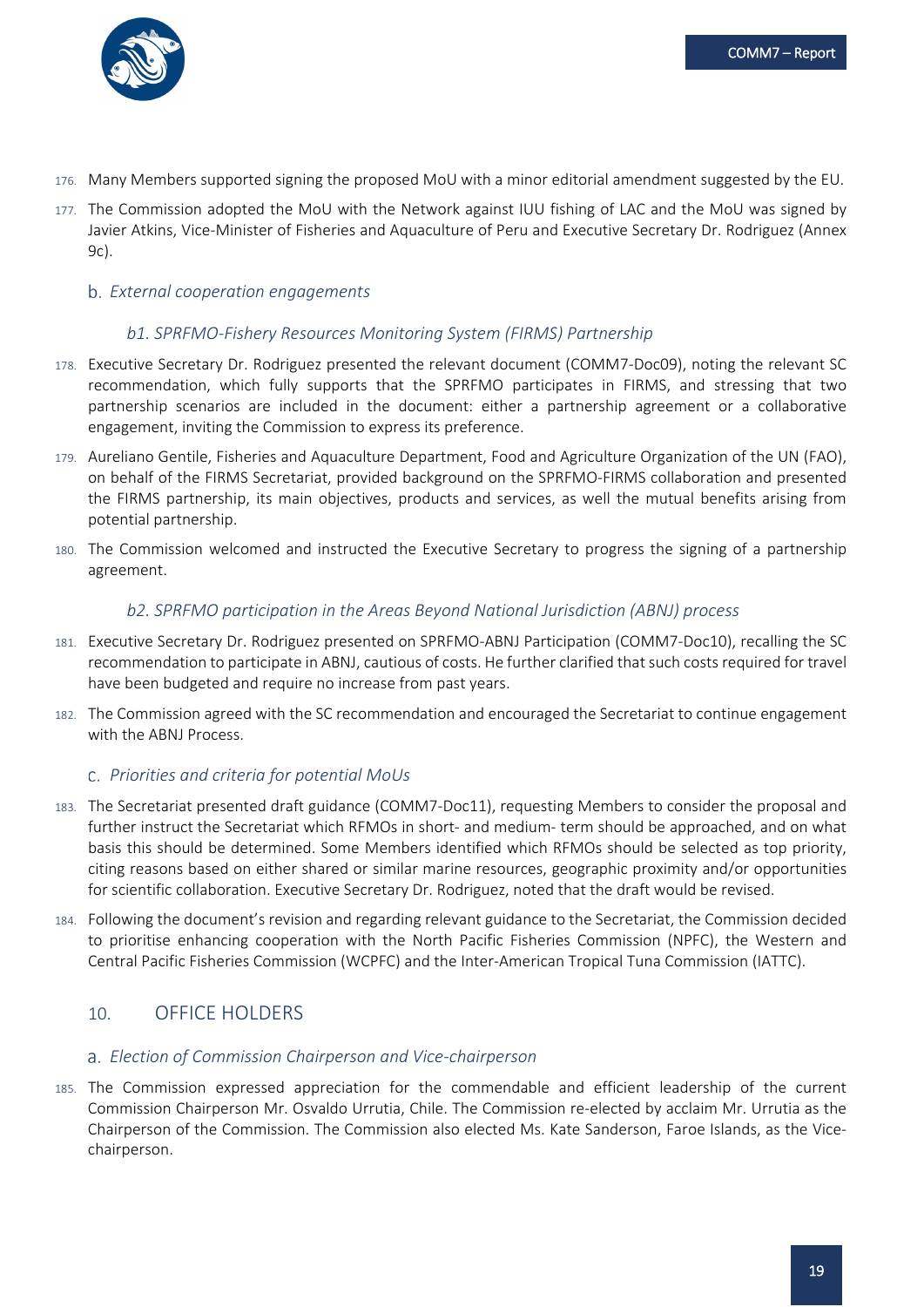176. Many Members supported signing the proposed MoU with a minor editorial amendment suggested by the EU.

177. The Commission adopted the MoU with the Network against IUU fishing of LAC and the MoU was signed by Javier Atkins, Vice-Minister of Fisheries and Aquaculture of Peru and Executive Secretary Dr. Rodriguez (Annex 9c).

### b. *External cooperation engagements*

#### *b1. SPRFMO-Fishery Resources Monitoring System (FIRMS) Partnership*

178. Executive Secretary Dr. Rodriguez presented the relevant document (COMM7-Doc09), noting the relevant SC recommendation, which fully supports that the SPRFMO participates in FIRMS, and stressing that two partnership scenarios are included in the document: either a partnership agreement or a collaborative engagement, inviting the Commission to express its preference.

179. Aureliano Gentile, Fisheries and Aquaculture Department, Food and Agriculture Organization of the UN (FAO), on behalf of the FIRMS Secretariat, provided background on the SPRFMO-FIRMS collaboration and presented the FIRMS partnership, its main objectives, products and services, as well the mutual benefits arising from potential partnership.

180. The Commission welcomed and instructed the Executive Secretary to progress the signing of a partnership agreement.

#### *b2. SPRFMO participation in the Areas Beyond National Jurisdiction (ABNJ) process*

181. Executive Secretary Dr. Rodriguez presented on SPRFMO-ABNJ Participation (COMM7-Doc10), recalling the SC recommendation to participate in ABNJ, cautious of costs. He further clarified that such costs required for travel have been budgeted and require no increase from past years.

182. The Commission agreed with the SC recommendation and encouraged the Secretariat to continue engagement with the ABNJ Process.

### c. *Priorities and criteria for potential MoUs*

183. The Secretariat presented draft guidance (COMM7-Doc11), requesting Members to consider the proposal and further instruct the Secretariat which RFMOs in short- and medium- term should be approached, and on what basis this should be determined. Some Members identified which RFMOs should be selected as top priority, citing reasons based on either shared or similar marine resources, geographic proximity and/or opportunities for scientific collaboration. Executive Secretary Dr. Rodriguez, noted that the draft would be revised.

184. Following the document's revision and regarding relevant guidance to the Secretariat, the Commission decided to prioritise enhancing cooperation with the North Pacific Fisheries Commission (NPFC), the Western and Central Pacific Fisheries Commission (WCPFC) and the Inter-American Tropical Tuna Commission (IATTC).

## 10. OFFICE HOLDERS

### a. *Election of Commission Chairperson and Vice-chairperson*

185. The Commission expressed appreciation for the commendable and efficient leadership of the current Commission Chairperson Mr. Osvaldo Urrutia, Chile. The Commission re-elected by acclaim Mr. Urrutia as the Chairperson of the Commission. The Commission also elected Ms. Kate Sanderson, Faroe Islands, as the Vice-chairperson.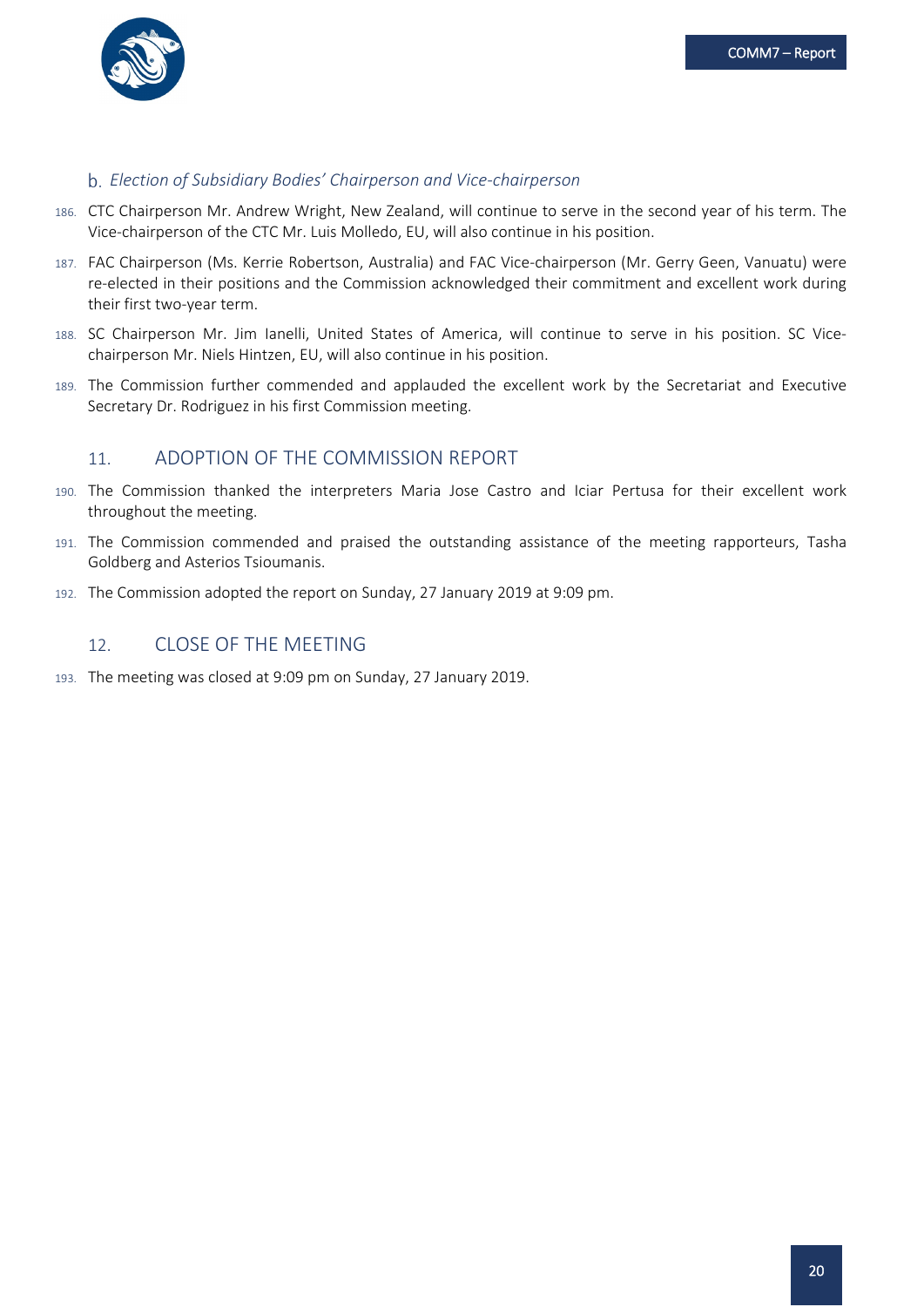### b. *Election of Subsidiary Bodies' Chairperson and Vice-chairperson*

186. CTC Chairperson Mr. Andrew Wright, New Zealand, will continue to serve in the second year of his term. The Vice-chairperson of the CTC Mr. Luis Molledo, EU, will also continue in his position.

187. FAC Chairperson (Ms. Kerrie Robertson, Australia) and FAC Vice-chairperson (Mr. Gerry Geen, Vanuatu) were re-elected in their positions and the Commission acknowledged their commitment and excellent work during their first two-year term.

188. SC Chairperson Mr. Jim Ianelli, United States of America, will continue to serve in his position. SC Vice-chairperson Mr. Niels Hintzen, EU, will also continue in his position.

189. The Commission further commended and applauded the excellent work by the Secretariat and Executive Secretary Dr. Rodriguez in his first Commission meeting.

## 11. ADOPTION OF THE COMMISSION REPORT

190. The Commission thanked the interpreters Maria Jose Castro and Iciar Pertusa for their excellent work throughout the meeting.

191. The Commission commended and praised the outstanding assistance of the meeting rapporteurs, Tasha Goldberg and Asterios Tsioumanis.

192. The Commission adopted the report on Sunday, 27 January 2019 at 9:09 pm.

## 12. CLOSE OF THE MEETING

193. The meeting was closed at 9:09 pm on Sunday, 27 January 2019.